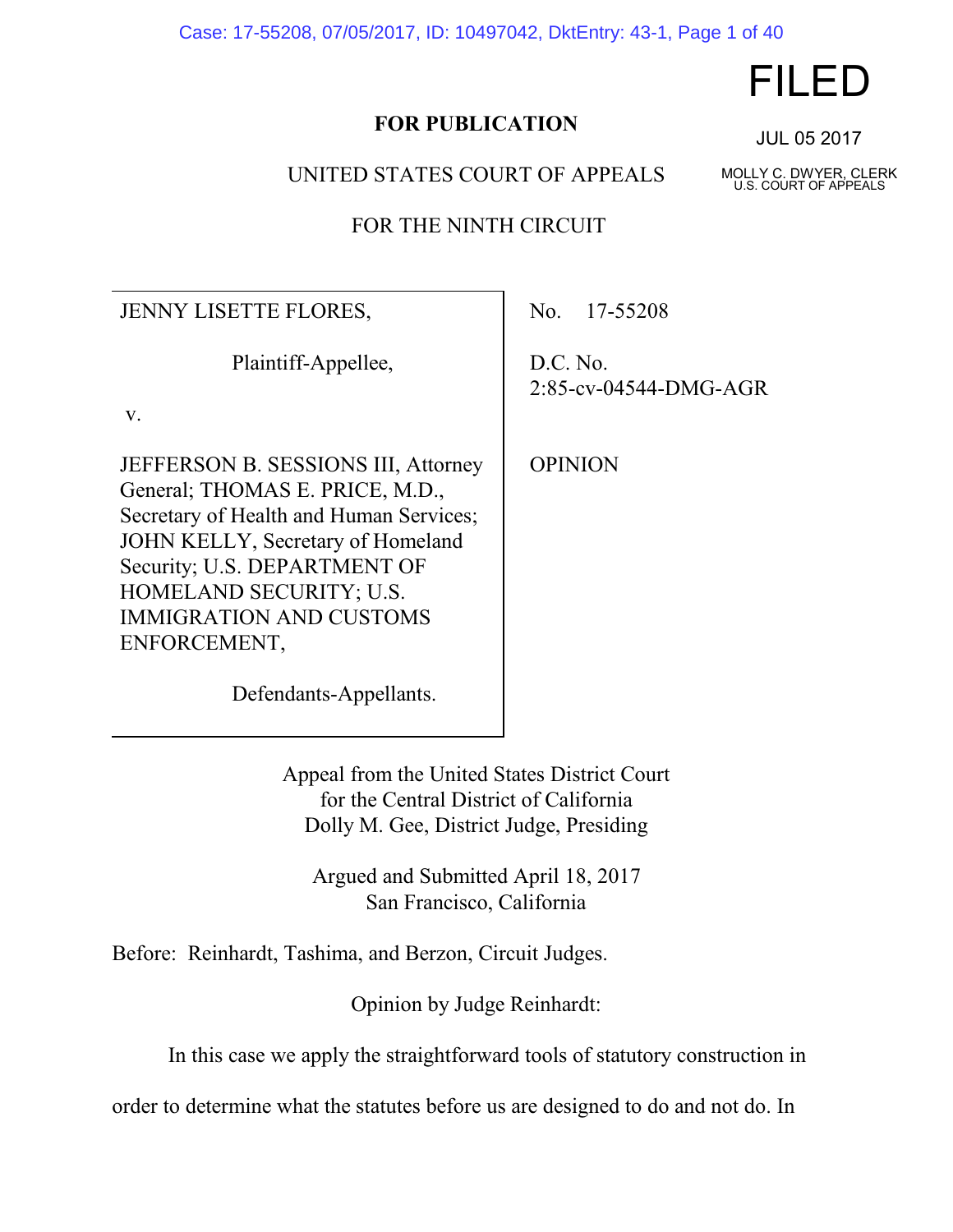FILED

JUL 05 2017

MOLLY C. DWYER, CLERK
U.S. COURT OF APPEALS

**FOR PUBLICATION**

UNITED STATES COURT OF APPEALS

FOR THE NINTH CIRCUIT

| | |
|---|---|
| JENNY LISETTE FLORES,<br><br>Plaintiff-Appellee,<br><br>v.<br><br>JEFFERSON B. SESSIONS III, Attorney General; THOMAS E. PRICE, M.D., Secretary of Health and Human Services; JOHN KELLY, Secretary of Homeland Security; U.S. DEPARTMENT OF HOMELAND SECURITY; U.S. IMMIGRATION AND CUSTOMS ENFORCEMENT,<br><br>Defendants-Appellants. | No. 17-55208<br><br>D.C. No. 2:85-cv-04544-DMG-AGR<br><br>OPINION |

Appeal from the United States District Court for the Central District of California
Dolly M. Gee, District Judge, Presiding

Argued and Submitted April 18, 2017
San Francisco, California

Before: Reinhardt, Tashima, and Berzon, Circuit Judges.

Opinion by Judge Reinhardt:

In this case we apply the straightforward tools of statutory construction in order to determine what the statutes before us are designed to do and not do. In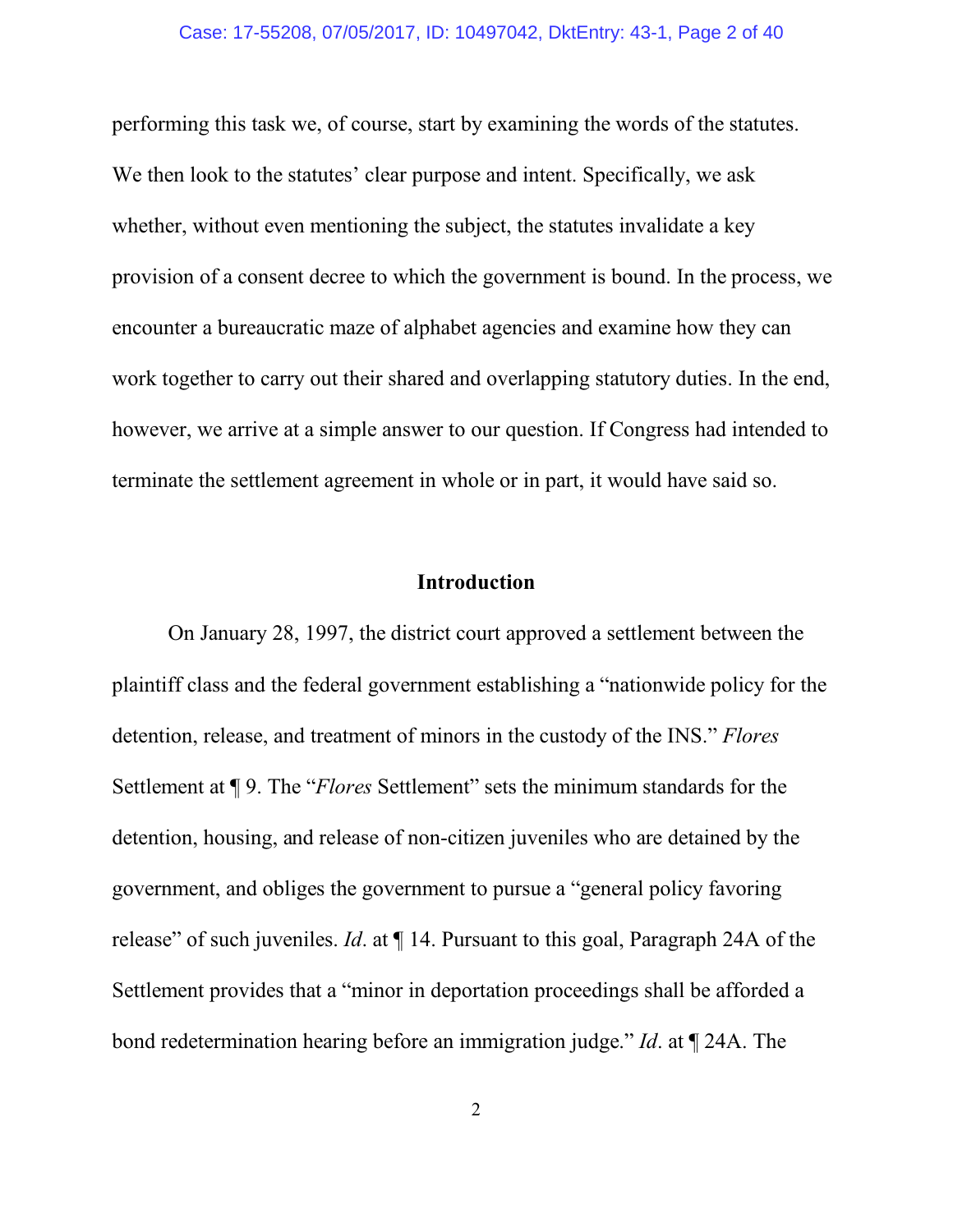performing this task we, of course, start by examining the words of the statutes. We then look to the statutes' clear purpose and intent. Specifically, we ask whether, without even mentioning the subject, the statutes invalidate a key provision of a consent decree to which the government is bound. In the process, we encounter a bureaucratic maze of alphabet agencies and examine how they can work together to carry out their shared and overlapping statutory duties. In the end, however, we arrive at a simple answer to our question. If Congress had intended to terminate the settlement agreement in whole or in part, it would have said so.

## Introduction

On January 28, 1997, the district court approved a settlement between the plaintiff class and the federal government establishing a "nationwide policy for the detention, release, and treatment of minors in the custody of the INS." *Flores* Settlement at ¶ 9. The "*Flores* Settlement" sets the minimum standards for the detention, housing, and release of non-citizen juveniles who are detained by the government, and obliges the government to pursue a "general policy favoring release" of such juveniles. *Id*. at ¶ 14. Pursuant to this goal, Paragraph 24A of the Settlement provides that a "minor in deportation proceedings shall be afforded a bond redetermination hearing before an immigration judge." *Id*. at ¶ 24A. The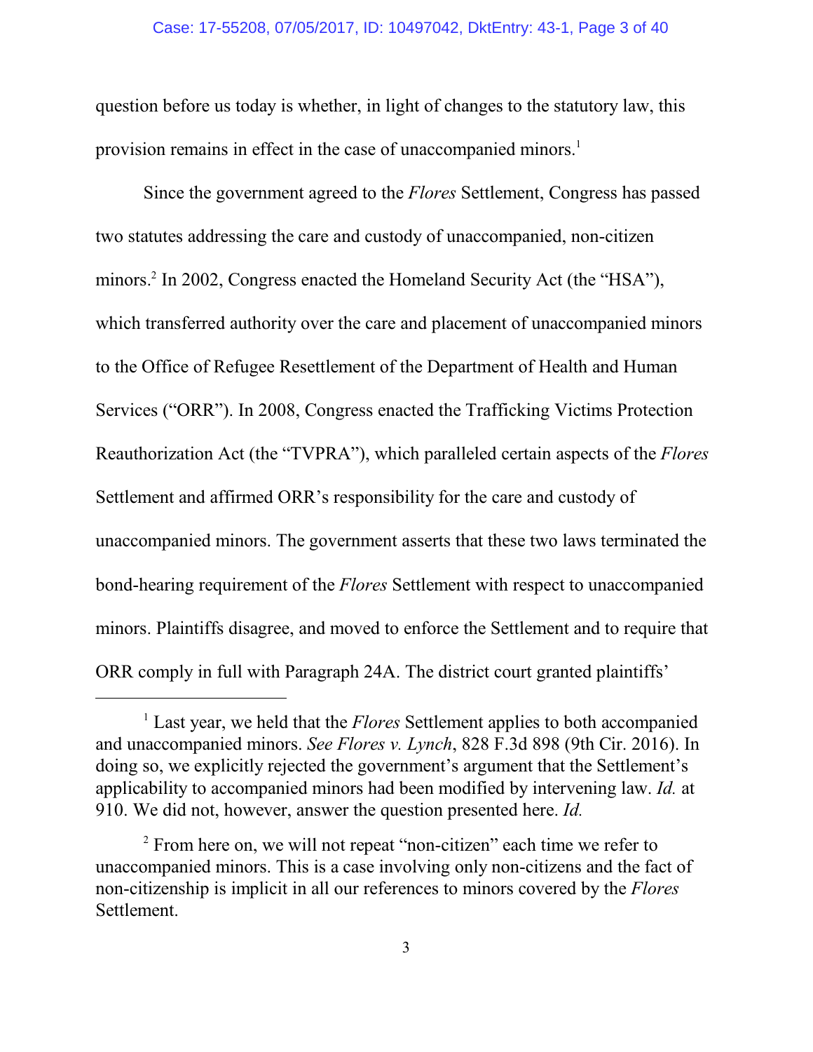question before us today is whether, in light of changes to the statutory law, this provision remains in effect in the case of unaccompanied minors.[1]

Since the government agreed to the *Flores* Settlement, Congress has passed two statutes addressing the care and custody of unaccompanied, non-citizen minors.[2] In 2002, Congress enacted the Homeland Security Act (the "HSA"), which transferred authority over the care and placement of unaccompanied minors to the Office of Refugee Resettlement of the Department of Health and Human Services ("ORR"). In 2008, Congress enacted the Trafficking Victims Protection Reauthorization Act (the "TVPRA"), which paralleled certain aspects of the *Flores* Settlement and affirmed ORR's responsibility for the care and custody of unaccompanied minors. The government asserts that these two laws terminated the bond-hearing requirement of the *Flores* Settlement with respect to unaccompanied minors. Plaintiffs disagree, and moved to enforce the Settlement and to require that ORR comply in full with Paragraph 24A. The district court granted plaintiffs'

---

[1] Last year, we held that the *Flores* Settlement applies to both accompanied and unaccompanied minors. *See Flores v. Lynch*, 828 F.3d 898 (9th Cir. 2016). In doing so, we explicitly rejected the government's argument that the Settlement's applicability to accompanied minors had been modified by intervening law. *Id.* at 910. We did not, however, answer the question presented here. *Id.*

[2] From here on, we will not repeat "non-citizen" each time we refer to unaccompanied minors. This is a case involving only non-citizens and the fact of non-citizenship is implicit in all our references to minors covered by the *Flores* Settlement.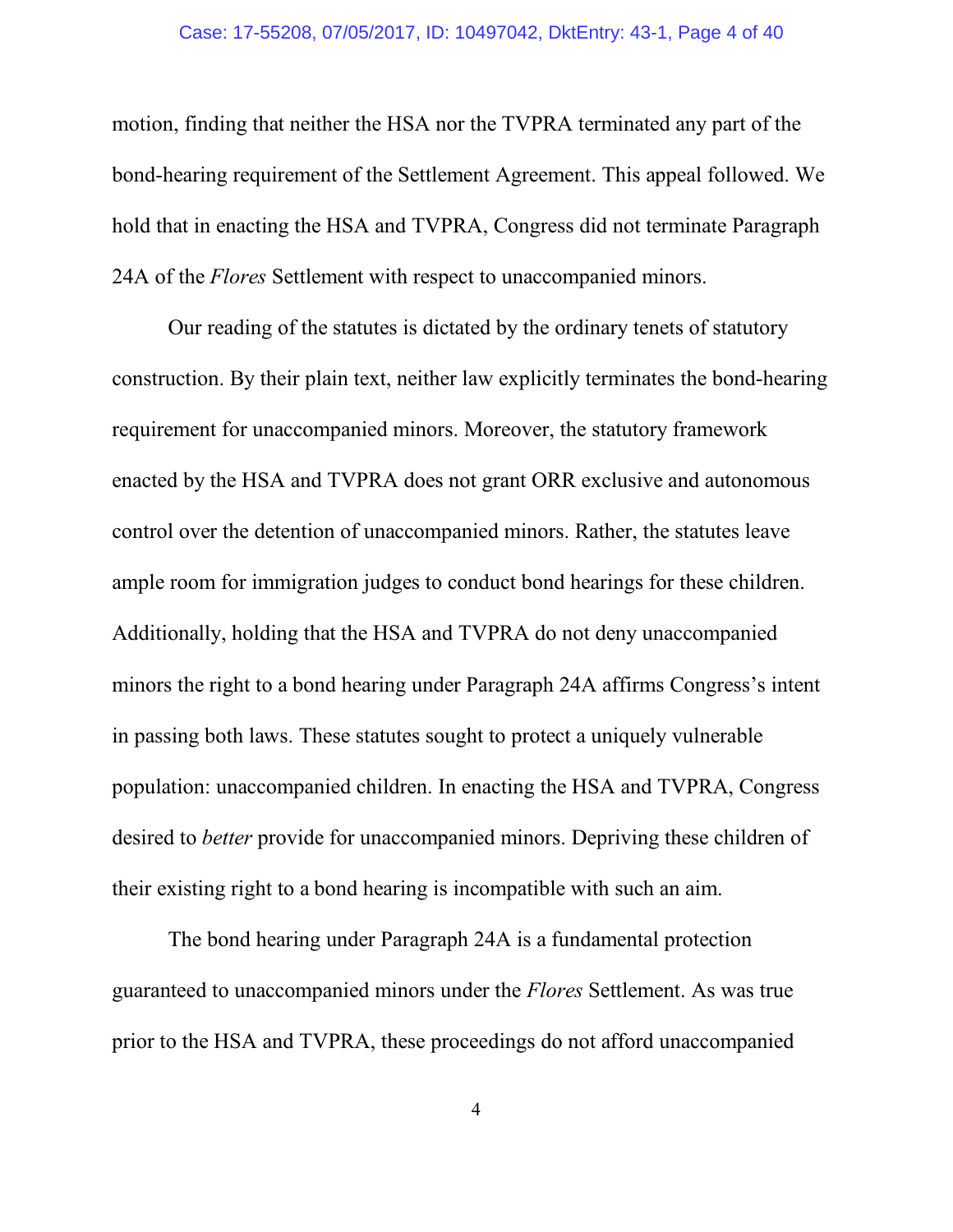motion, finding that neither the HSA nor the TVPRA terminated any part of the bond-hearing requirement of the Settlement Agreement. This appeal followed. We hold that in enacting the HSA and TVPRA, Congress did not terminate Paragraph 24A of the *Flores* Settlement with respect to unaccompanied minors.

Our reading of the statutes is dictated by the ordinary tenets of statutory construction. By their plain text, neither law explicitly terminates the bond-hearing requirement for unaccompanied minors. Moreover, the statutory framework enacted by the HSA and TVPRA does not grant ORR exclusive and autonomous control over the detention of unaccompanied minors. Rather, the statutes leave ample room for immigration judges to conduct bond hearings for these children. Additionally, holding that the HSA and TVPRA do not deny unaccompanied minors the right to a bond hearing under Paragraph 24A affirms Congress's intent in passing both laws. These statutes sought to protect a uniquely vulnerable population: unaccompanied children. In enacting the HSA and TVPRA, Congress desired to *better* provide for unaccompanied minors. Depriving these children of their existing right to a bond hearing is incompatible with such an aim.

The bond hearing under Paragraph 24A is a fundamental protection guaranteed to unaccompanied minors under the *Flores* Settlement. As was true prior to the HSA and TVPRA, these proceedings do not afford unaccompanied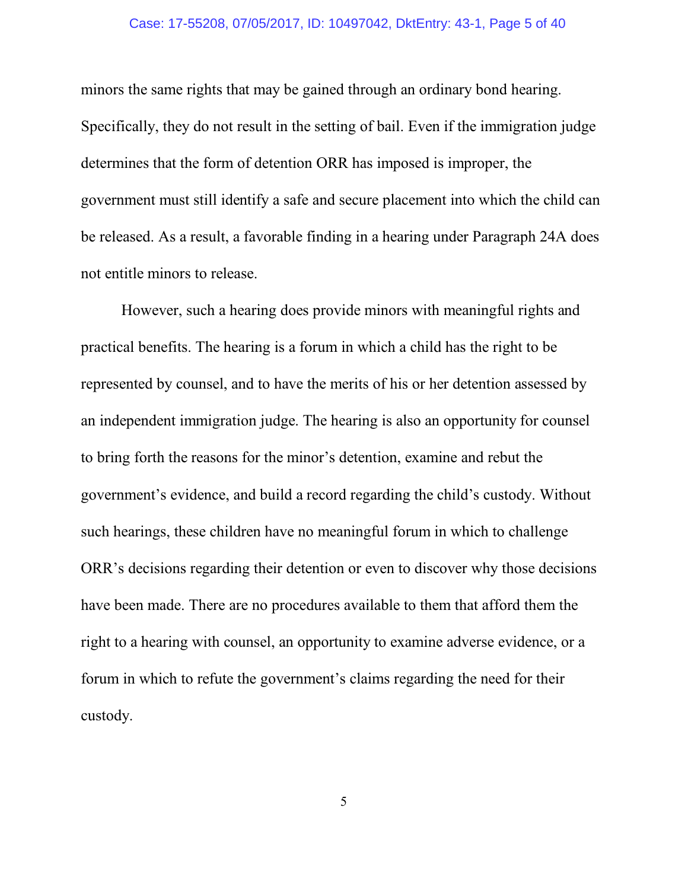minors the same rights that may be gained through an ordinary bond hearing. Specifically, they do not result in the setting of bail. Even if the immigration judge determines that the form of detention ORR has imposed is improper, the government must still identify a safe and secure placement into which the child can be released. As a result, a favorable finding in a hearing under Paragraph 24A does not entitle minors to release.

However, such a hearing does provide minors with meaningful rights and practical benefits. The hearing is a forum in which a child has the right to be represented by counsel, and to have the merits of his or her detention assessed by an independent immigration judge. The hearing is also an opportunity for counsel to bring forth the reasons for the minor's detention, examine and rebut the government's evidence, and build a record regarding the child's custody. Without such hearings, these children have no meaningful forum in which to challenge ORR's decisions regarding their detention or even to discover why those decisions have been made. There are no procedures available to them that afford them the right to a hearing with counsel, an opportunity to examine adverse evidence, or a forum in which to refute the government's claims regarding the need for their custody.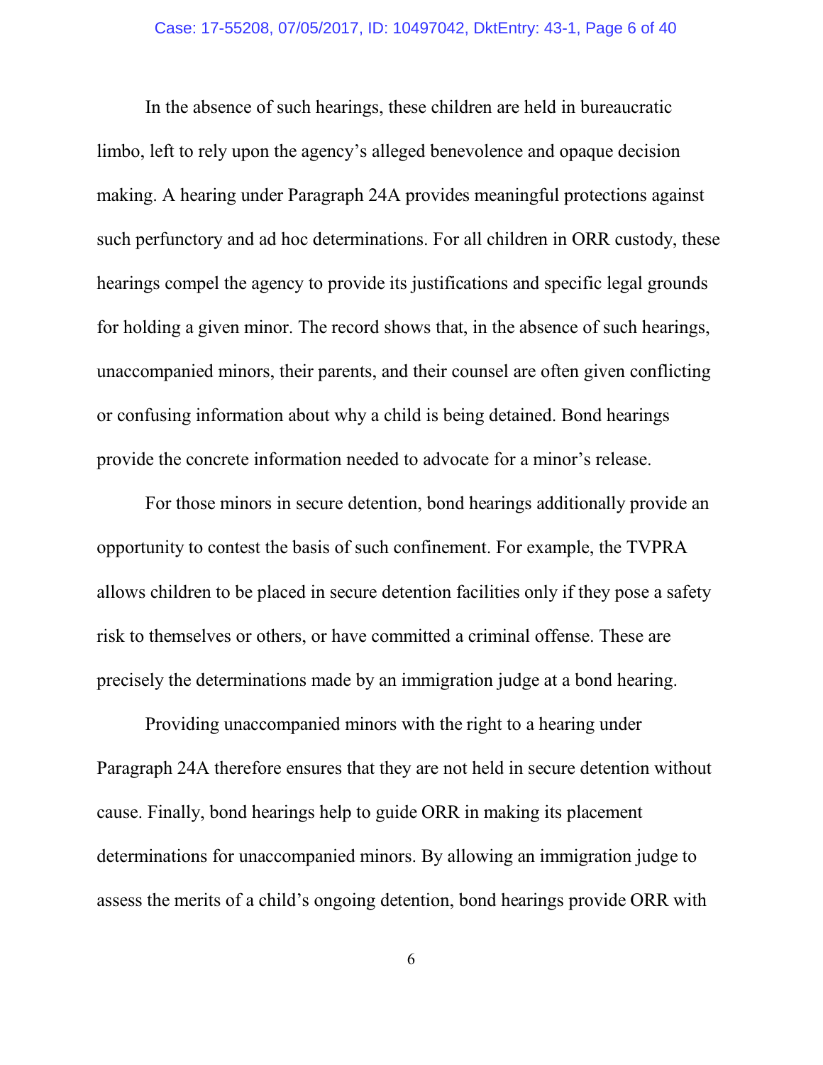In the absence of such hearings, these children are held in bureaucratic limbo, left to rely upon the agency's alleged benevolence and opaque decision making. A hearing under Paragraph 24A provides meaningful protections against such perfunctory and ad hoc determinations. For all children in ORR custody, these hearings compel the agency to provide its justifications and specific legal grounds for holding a given minor. The record shows that, in the absence of such hearings, unaccompanied minors, their parents, and their counsel are often given conflicting or confusing information about why a child is being detained. Bond hearings provide the concrete information needed to advocate for a minor's release.

For those minors in secure detention, bond hearings additionally provide an opportunity to contest the basis of such confinement. For example, the TVPRA allows children to be placed in secure detention facilities only if they pose a safety risk to themselves or others, or have committed a criminal offense. These are precisely the determinations made by an immigration judge at a bond hearing.

Providing unaccompanied minors with the right to a hearing under Paragraph 24A therefore ensures that they are not held in secure detention without cause. Finally, bond hearings help to guide ORR in making its placement determinations for unaccompanied minors. By allowing an immigration judge to assess the merits of a child's ongoing detention, bond hearings provide ORR with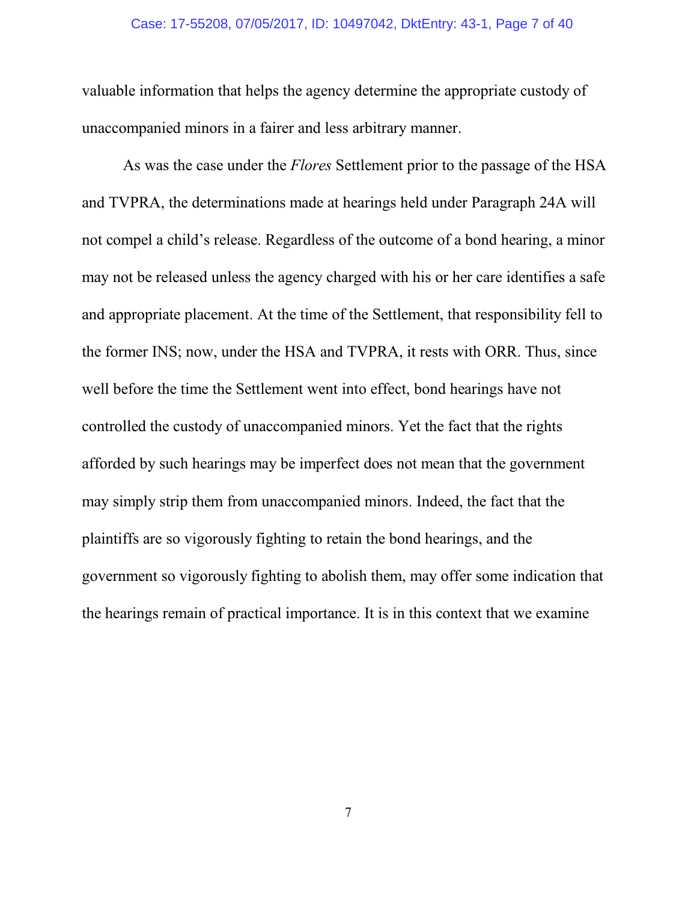valuable information that helps the agency determine the appropriate custody of unaccompanied minors in a fairer and less arbitrary manner.

As was the case under the *Flores* Settlement prior to the passage of the HSA and TVPRA, the determinations made at hearings held under Paragraph 24A will not compel a child's release. Regardless of the outcome of a bond hearing, a minor may not be released unless the agency charged with his or her care identifies a safe and appropriate placement. At the time of the Settlement, that responsibility fell to the former INS; now, under the HSA and TVPRA, it rests with ORR. Thus, since well before the time the Settlement went into effect, bond hearings have not controlled the custody of unaccompanied minors. Yet the fact that the rights afforded by such hearings may be imperfect does not mean that the government may simply strip them from unaccompanied minors. Indeed, the fact that the plaintiffs are so vigorously fighting to retain the bond hearings, and the government so vigorously fighting to abolish them, may offer some indication that the hearings remain of practical importance. It is in this context that we examine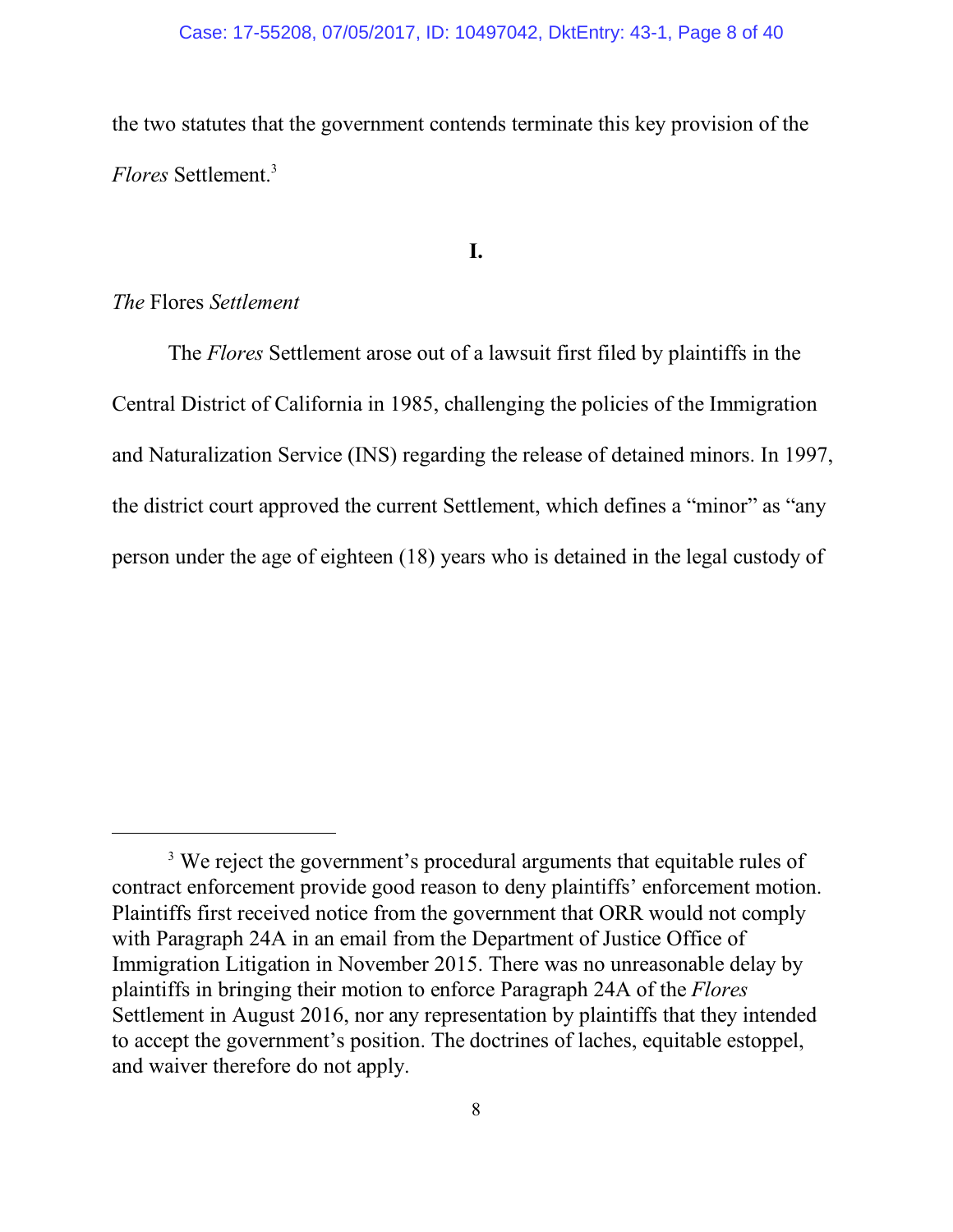the two statutes that the government contends terminate this key provision of the *Flores* Settlement.[3]

## I.

*The* Flores *Settlement*

The *Flores* Settlement arose out of a lawsuit first filed by plaintiffs in the Central District of California in 1985, challenging the policies of the Immigration and Naturalization Service (INS) regarding the release of detained minors. In 1997, the district court approved the current Settlement, which defines a "minor" as "any person under the age of eighteen (18) years who is detained in the legal custody of

---

[3] We reject the government's procedural arguments that equitable rules of contract enforcement provide good reason to deny plaintiffs' enforcement motion. Plaintiffs first received notice from the government that ORR would not comply with Paragraph 24A in an email from the Department of Justice Office of Immigration Litigation in November 2015. There was no unreasonable delay by plaintiffs in bringing their motion to enforce Paragraph 24A of the *Flores* Settlement in August 2016, nor any representation by plaintiffs that they intended to accept the government's position. The doctrines of laches, equitable estoppel, and waiver therefore do not apply.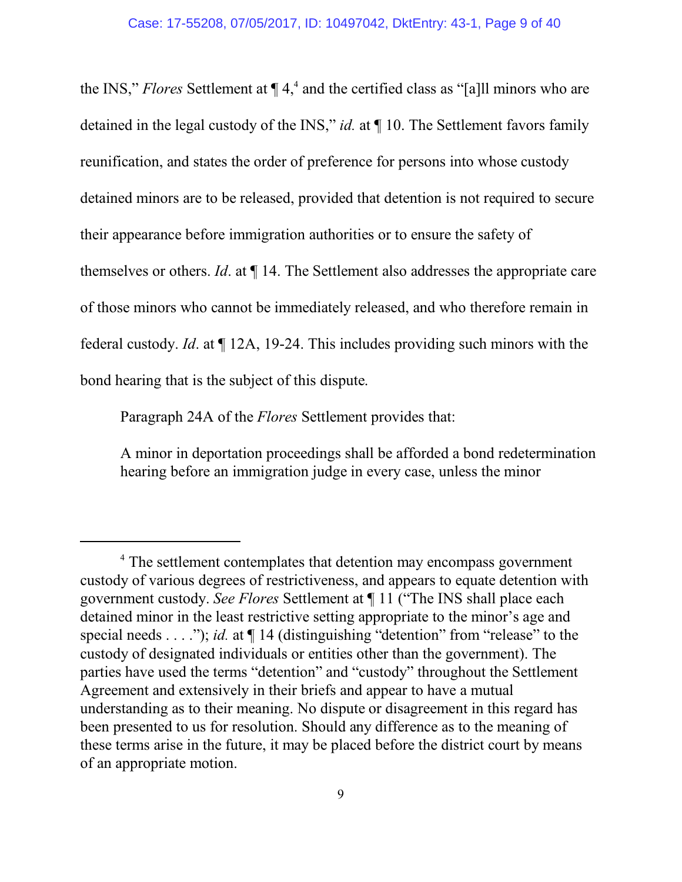the INS," *Flores* Settlement at ¶ 4,[4] and the certified class as "[a]ll minors who are detained in the legal custody of the INS," *id.* at ¶ 10. The Settlement favors family reunification, and states the order of preference for persons into whose custody detained minors are to be released, provided that detention is not required to secure their appearance before immigration authorities or to ensure the safety of themselves or others. *Id*. at ¶ 14. The Settlement also addresses the appropriate care of those minors who cannot be immediately released, and who therefore remain in federal custody. *Id*. at ¶ 12A, 19-24. This includes providing such minors with the bond hearing that is the subject of this dispute.

Paragraph 24A of the *Flores* Settlement provides that:

> A minor in deportation proceedings shall be afforded a bond redetermination hearing before an immigration judge in every case, unless the minor

---

[4] The settlement contemplates that detention may encompass government custody of various degrees of restrictiveness, and appears to equate detention with government custody. *See Flores* Settlement at ¶ 11 ("The INS shall place each detained minor in the least restrictive setting appropriate to the minor's age and special needs . . . ."); *id.* at ¶ 14 (distinguishing "detention" from "release" to the custody of designated individuals or entities other than the government). The parties have used the terms "detention" and "custody" throughout the Settlement Agreement and extensively in their briefs and appear to have a mutual understanding as to their meaning. No dispute or disagreement in this regard has been presented to us for resolution. Should any difference as to the meaning of these terms arise in the future, it may be placed before the district court by means of an appropriate motion.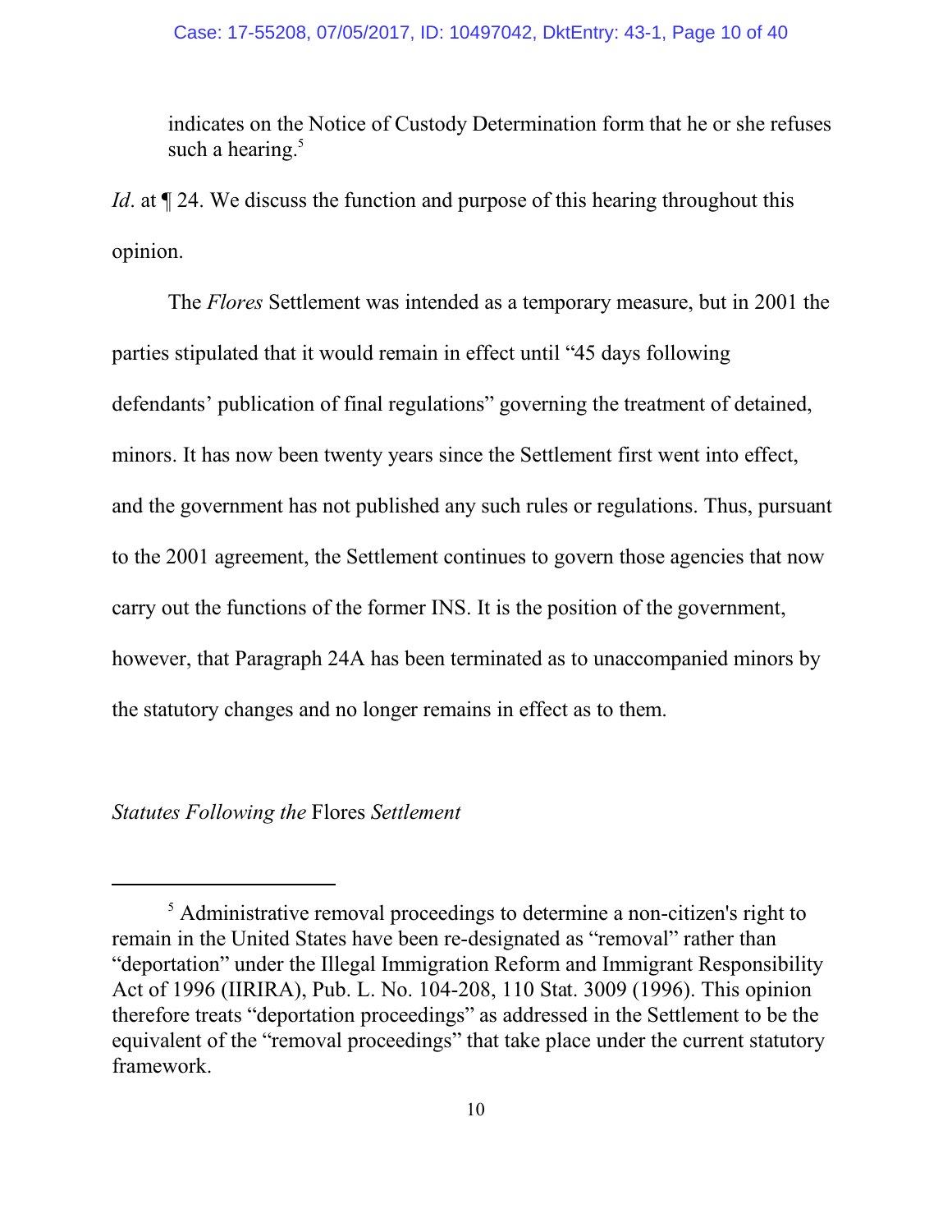indicates on the Notice of Custody Determination form that he or she refuses such a hearing.[5]

*Id*. at ¶ 24. We discuss the function and purpose of this hearing throughout this opinion.

The *Flores* Settlement was intended as a temporary measure, but in 2001 the parties stipulated that it would remain in effect until "45 days following defendants' publication of final regulations" governing the treatment of detained, minors. It has now been twenty years since the Settlement first went into effect, and the government has not published any such rules or regulations. Thus, pursuant to the 2001 agreement, the Settlement continues to govern those agencies that now carry out the functions of the former INS. It is the position of the government, however, that Paragraph 24A has been terminated as to unaccompanied minors by the statutory changes and no longer remains in effect as to them.

*Statutes Following the* Flores *Settlement*

---

[5] Administrative removal proceedings to determine a non-citizen's right to remain in the United States have been re-designated as "removal" rather than "deportation" under the Illegal Immigration Reform and Immigrant Responsibility Act of 1996 (IIRIRA), Pub. L. No. 104-208, 110 Stat. 3009 (1996). This opinion therefore treats "deportation proceedings" as addressed in the Settlement to be the equivalent of the "removal proceedings" that take place under the current statutory framework.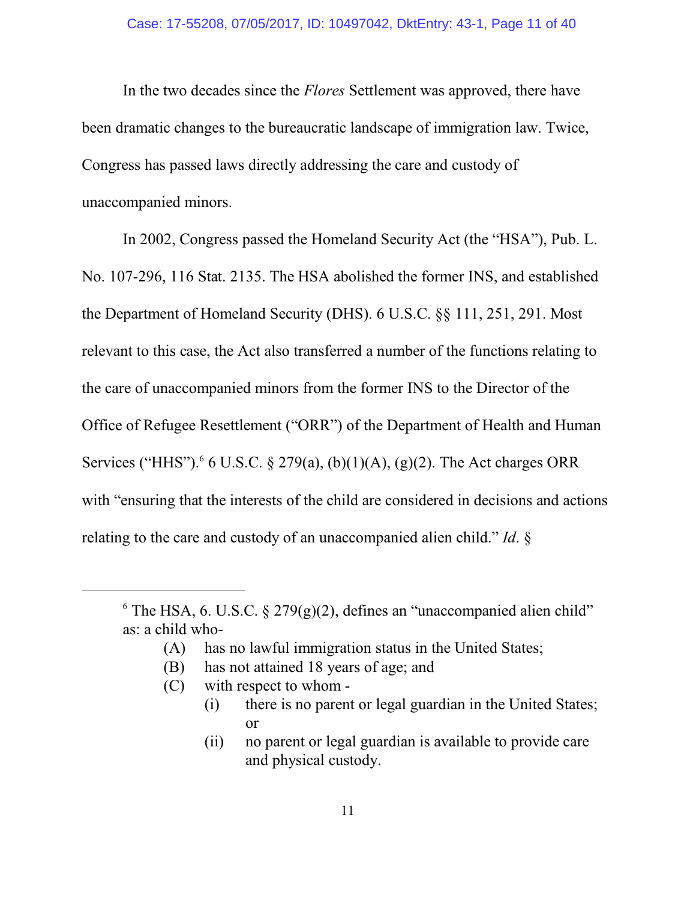In the two decades since the *Flores* Settlement was approved, there have been dramatic changes to the bureaucratic landscape of immigration law. Twice, Congress has passed laws directly addressing the care and custody of unaccompanied minors.

In 2002, Congress passed the Homeland Security Act (the "HSA"), Pub. L. No. 107-296, 116 Stat. 2135. The HSA abolished the former INS, and established the Department of Homeland Security (DHS). 6 U.S.C. §§ 111, 251, 291. Most relevant to this case, the Act also transferred a number of the functions relating to the care of unaccompanied minors from the former INS to the Director of the Office of Refugee Resettlement ("ORR") of the Department of Health and Human Services ("HHS").[6] 6 U.S.C. § 279(a), (b)(1)(A), (g)(2). The Act charges ORR with "ensuring that the interests of the child are considered in decisions and actions relating to the care and custody of an unaccompanied alien child." *Id.* §

---

[6] The HSA, 6. U.S.C. § 279(g)(2), defines an "unaccompanied alien child" as: a child who-

- (A) has no lawful immigration status in the United States;
- (B) has not attained 18 years of age; and
- (C) with respect to whom -
  - (i) there is no parent or legal guardian in the United States; or
  - (ii) no parent or legal guardian is available to provide care and physical custody.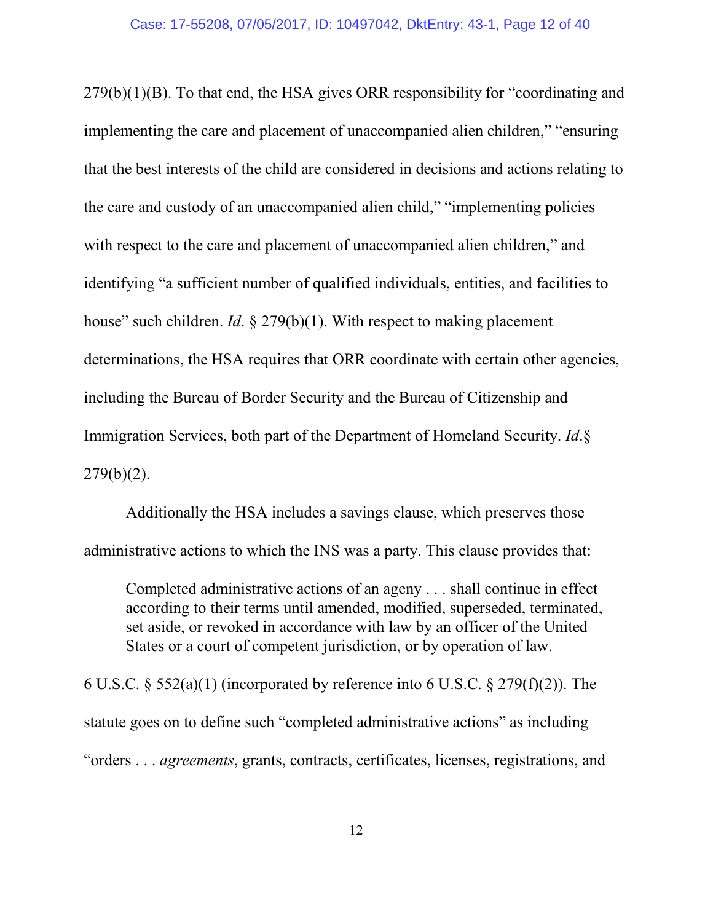279(b)(1)(B). To that end, the HSA gives ORR responsibility for "coordinating and implementing the care and placement of unaccompanied alien children," "ensuring that the best interests of the child are considered in decisions and actions relating to the care and custody of an unaccompanied alien child," "implementing policies with respect to the care and placement of unaccompanied alien children," and identifying "a sufficient number of qualified individuals, entities, and facilities to house" such children. *Id*. § 279(b)(1). With respect to making placement determinations, the HSA requires that ORR coordinate with certain other agencies, including the Bureau of Border Security and the Bureau of Citizenship and Immigration Services, both part of the Department of Homeland Security. *Id*.§ 279(b)(2).

Additionally the HSA includes a savings clause, which preserves those administrative actions to which the INS was a party. This clause provides that:

> Completed administrative actions of an ageny . . . shall continue in effect according to their terms until amended, modified, superseded, terminated, set aside, or revoked in accordance with law by an officer of the United States or a court of competent jurisdiction, or by operation of law.

6 U.S.C. § 552(a)(1) (incorporated by reference into 6 U.S.C. § 279(f)(2)). The statute goes on to define such "completed administrative actions" as including "orders . . . *agreements*, grants, contracts, certificates, licenses, registrations, and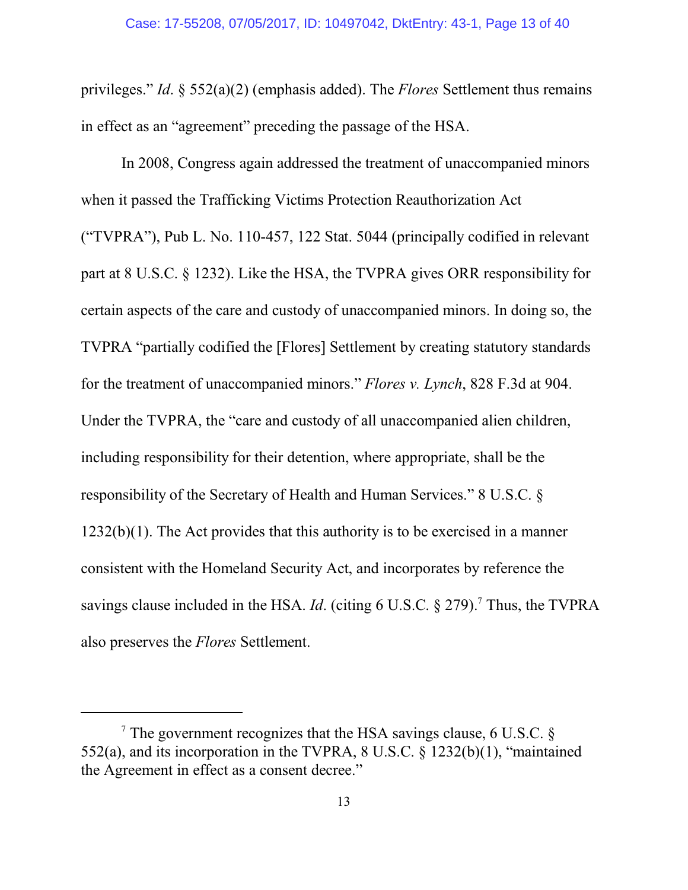privileges." *Id*. § 552(a)(2) (emphasis added). The *Flores* Settlement thus remains in effect as an "agreement" preceding the passage of the HSA.

In 2008, Congress again addressed the treatment of unaccompanied minors when it passed the Trafficking Victims Protection Reauthorization Act ("TVPRA"), Pub L. No. 110-457, 122 Stat. 5044 (principally codified in relevant part at 8 U.S.C. § 1232). Like the HSA, the TVPRA gives ORR responsibility for certain aspects of the care and custody of unaccompanied minors. In doing so, the TVPRA "partially codified the [Flores] Settlement by creating statutory standards for the treatment of unaccompanied minors." *Flores v. Lynch*, 828 F.3d at 904. Under the TVPRA, the "care and custody of all unaccompanied alien children, including responsibility for their detention, where appropriate, shall be the responsibility of the Secretary of Health and Human Services." 8 U.S.C. § 1232(b)(1). The Act provides that this authority is to be exercised in a manner consistent with the Homeland Security Act, and incorporates by reference the savings clause included in the HSA. *Id*. (citing 6 U.S.C. § 279).[7] Thus, the TVPRA also preserves the *Flores* Settlement.

---

[7] The government recognizes that the HSA savings clause, 6 U.S.C. § 552(a), and its incorporation in the TVPRA, 8 U.S.C. § 1232(b)(1), "maintained the Agreement in effect as a consent decree."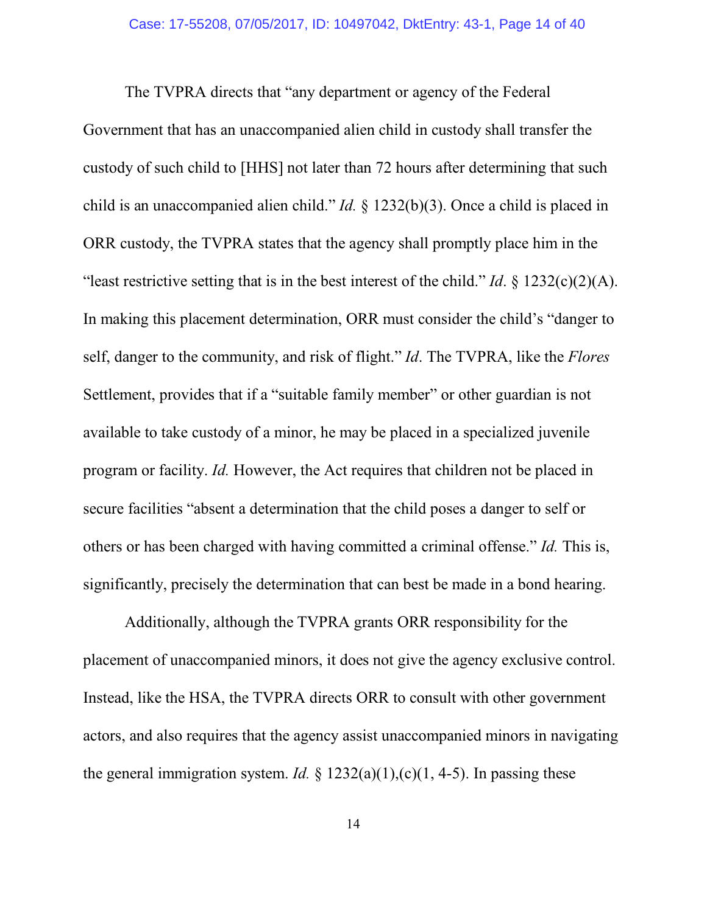The TVPRA directs that "any department or agency of the Federal Government that has an unaccompanied alien child in custody shall transfer the custody of such child to [HHS] not later than 72 hours after determining that such child is an unaccompanied alien child." *Id.* § 1232(b)(3). Once a child is placed in ORR custody, the TVPRA states that the agency shall promptly place him in the "least restrictive setting that is in the best interest of the child." *Id*. § 1232(c)(2)(A). In making this placement determination, ORR must consider the child's "danger to self, danger to the community, and risk of flight." *Id*. The TVPRA, like the *Flores* Settlement, provides that if a "suitable family member" or other guardian is not available to take custody of a minor, he may be placed in a specialized juvenile program or facility. *Id.* However, the Act requires that children not be placed in secure facilities "absent a determination that the child poses a danger to self or others or has been charged with having committed a criminal offense." *Id.* This is, significantly, precisely the determination that can best be made in a bond hearing.

Additionally, although the TVPRA grants ORR responsibility for the placement of unaccompanied minors, it does not give the agency exclusive control. Instead, like the HSA, the TVPRA directs ORR to consult with other government actors, and also requires that the agency assist unaccompanied minors in navigating the general immigration system. *Id.* § 1232(a)(1),(c)(1, 4-5). In passing these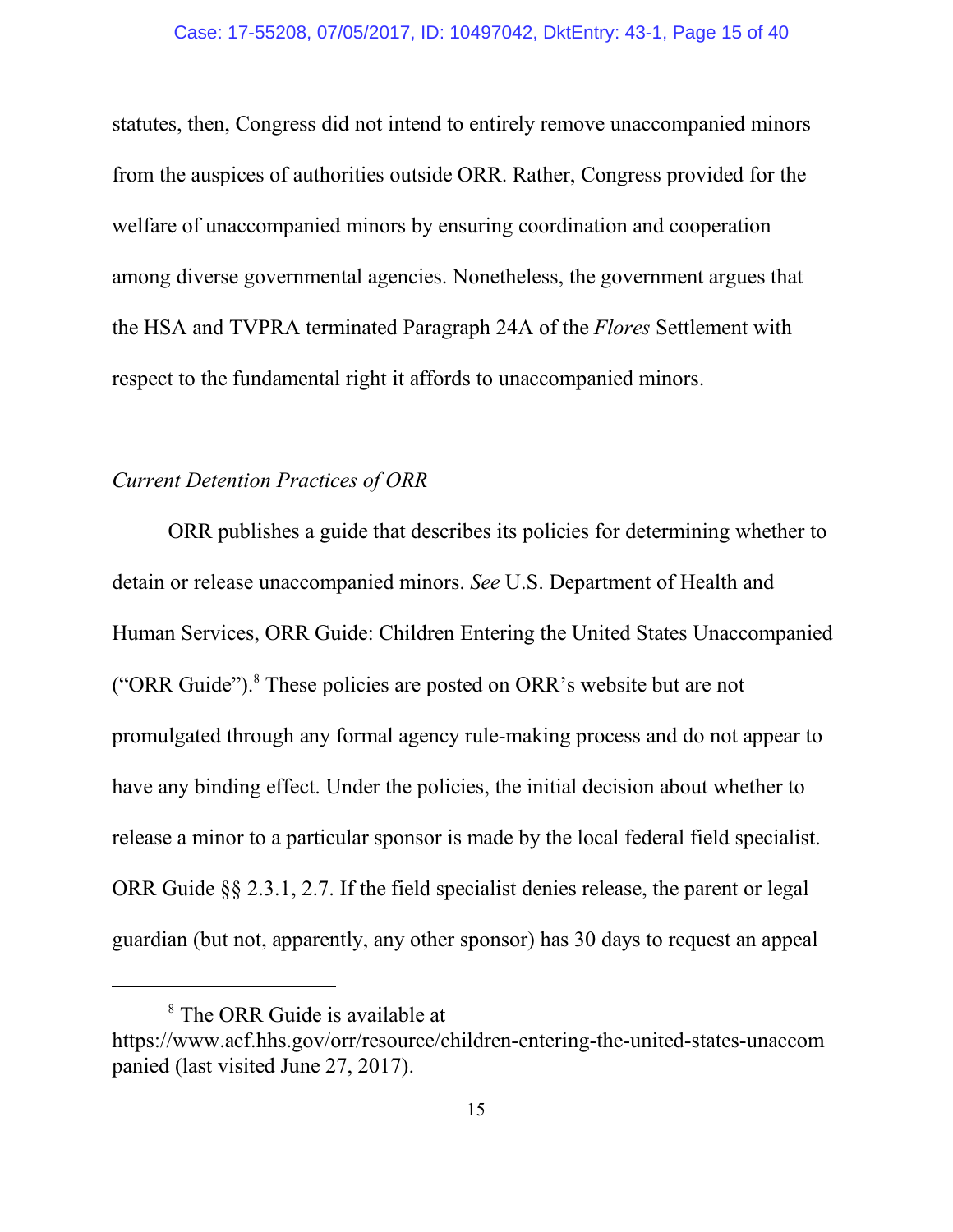statutes, then, Congress did not intend to entirely remove unaccompanied minors from the auspices of authorities outside ORR. Rather, Congress provided for the welfare of unaccompanied minors by ensuring coordination and cooperation among diverse governmental agencies. Nonetheless, the government argues that the HSA and TVPRA terminated Paragraph 24A of the *Flores* Settlement with respect to the fundamental right it affords to unaccompanied minors.

*Current Detention Practices of ORR*

ORR publishes a guide that describes its policies for determining whether to detain or release unaccompanied minors. *See* U.S. Department of Health and Human Services, ORR Guide: Children Entering the United States Unaccompanied ("ORR Guide").[8] These policies are posted on ORR's website but are not promulgated through any formal agency rule-making process and do not appear to have any binding effect. Under the policies, the initial decision about whether to release a minor to a particular sponsor is made by the local federal field specialist. ORR Guide §§ 2.3.1, 2.7. If the field specialist denies release, the parent or legal guardian (but not, apparently, any other sponsor) has 30 days to request an appeal

---

[8] The ORR Guide is available at https://www.acf.hhs.gov/orr/resource/children-entering-the-united-states-unaccompanied (last visited June 27, 2017).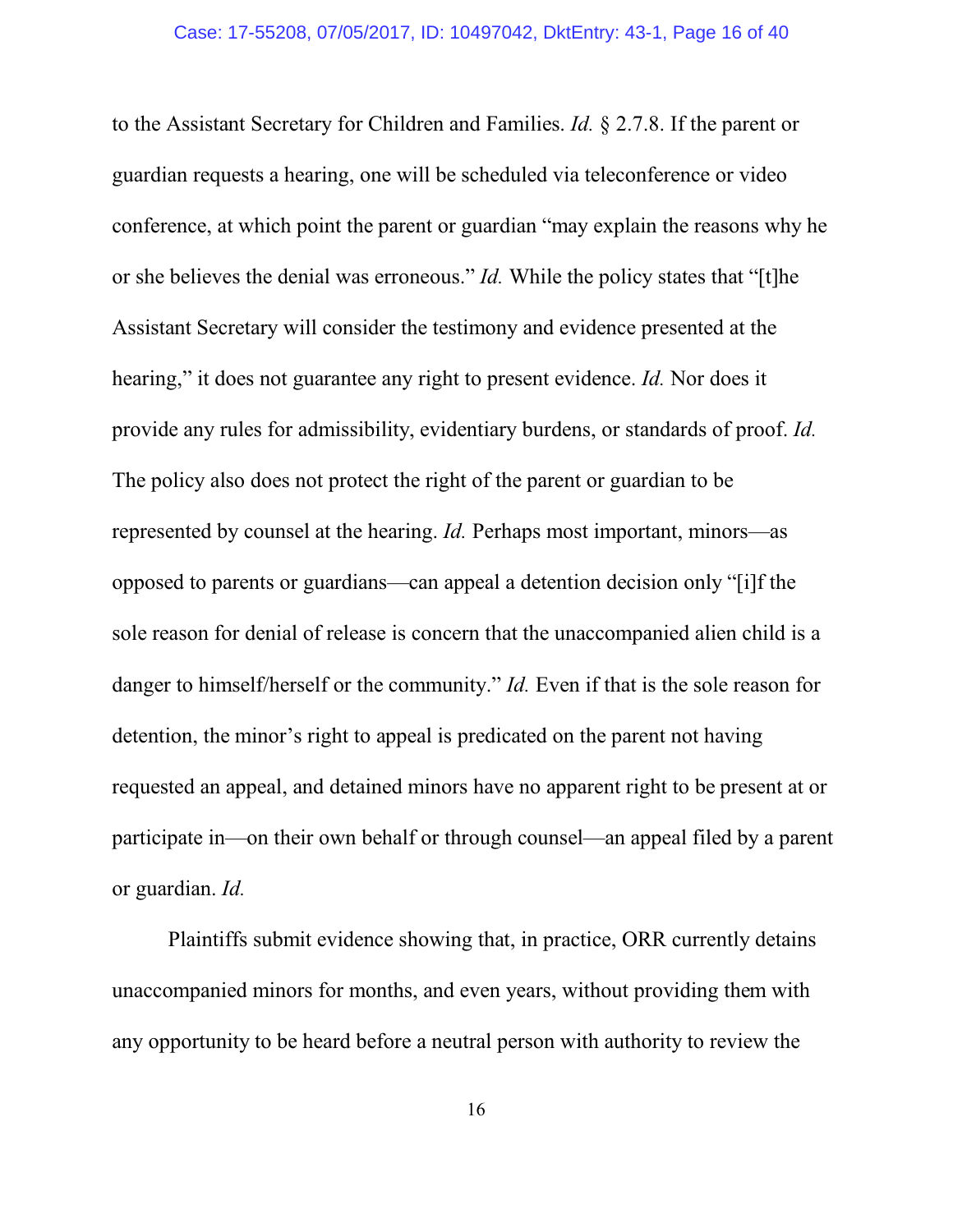to the Assistant Secretary for Children and Families. *Id.* § 2.7.8. If the parent or guardian requests a hearing, one will be scheduled via teleconference or video conference, at which point the parent or guardian "may explain the reasons why he or she believes the denial was erroneous." *Id.* While the policy states that "[t]he Assistant Secretary will consider the testimony and evidence presented at the hearing," it does not guarantee any right to present evidence. *Id.* Nor does it provide any rules for admissibility, evidentiary burdens, or standards of proof. *Id.* The policy also does not protect the right of the parent or guardian to be represented by counsel at the hearing. *Id.* Perhaps most important, minors—as opposed to parents or guardians—can appeal a detention decision only "[i]f the sole reason for denial of release is concern that the unaccompanied alien child is a danger to himself/herself or the community." *Id.* Even if that is the sole reason for detention, the minor's right to appeal is predicated on the parent not having requested an appeal, and detained minors have no apparent right to be present at or participate in—on their own behalf or through counsel—an appeal filed by a parent or guardian. *Id.*

Plaintiffs submit evidence showing that, in practice, ORR currently detains unaccompanied minors for months, and even years, without providing them with any opportunity to be heard before a neutral person with authority to review the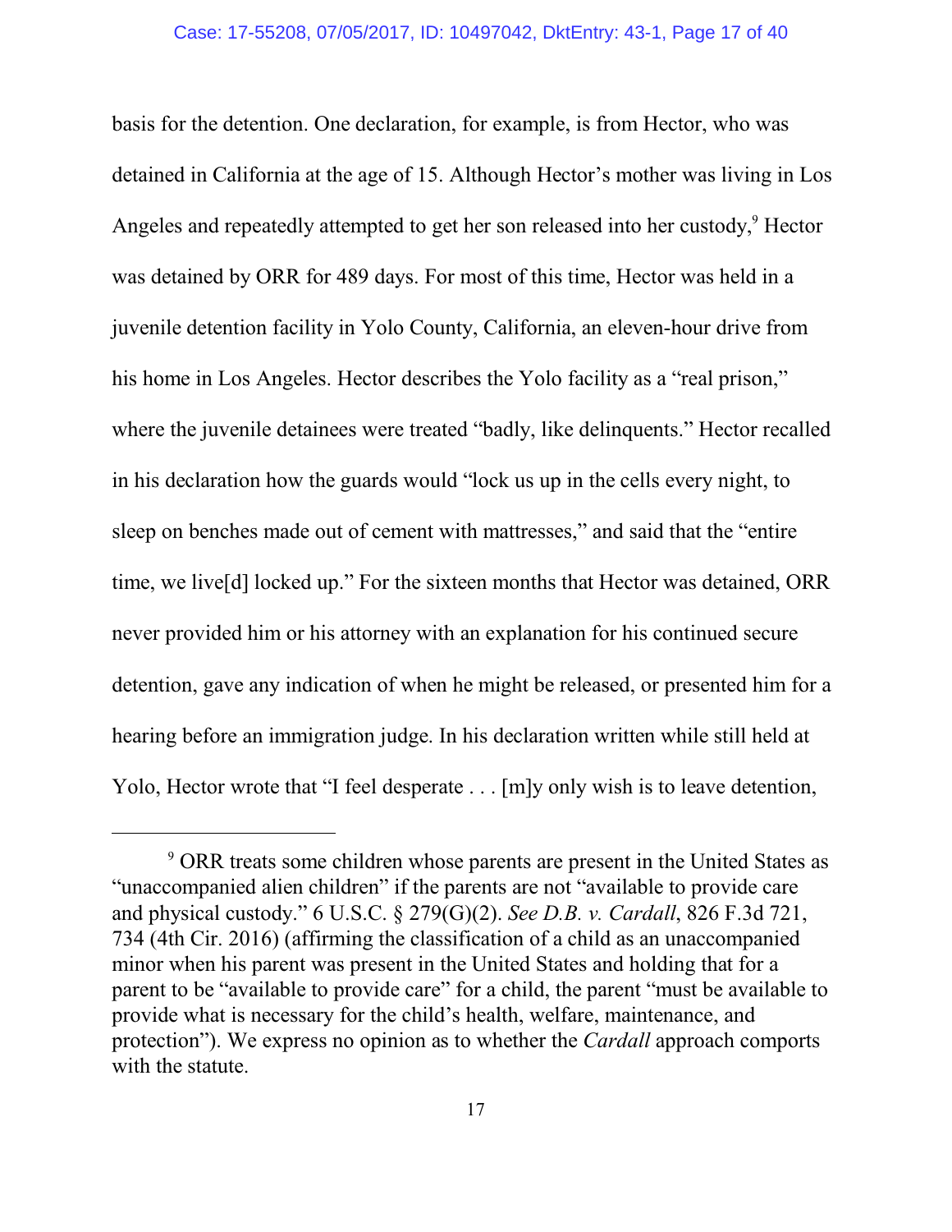basis for the detention. One declaration, for example, is from Hector, who was detained in California at the age of 15. Although Hector's mother was living in Los Angeles and repeatedly attempted to get her son released into her custody,[9] Hector was detained by ORR for 489 days. For most of this time, Hector was held in a juvenile detention facility in Yolo County, California, an eleven-hour drive from his home in Los Angeles. Hector describes the Yolo facility as a "real prison," where the juvenile detainees were treated "badly, like delinquents." Hector recalled in his declaration how the guards would "lock us up in the cells every night, to sleep on benches made out of cement with mattresses," and said that the "entire time, we live[d] locked up." For the sixteen months that Hector was detained, ORR never provided him or his attorney with an explanation for his continued secure detention, gave any indication of when he might be released, or presented him for a hearing before an immigration judge. In his declaration written while still held at Yolo, Hector wrote that "I feel desperate . . . [m]y only wish is to leave detention,

---

[9] ORR treats some children whose parents are present in the United States as "unaccompanied alien children" if the parents are not "available to provide care and physical custody." 6 U.S.C. § 279(G)(2). *See D.B. v. Cardall*, 826 F.3d 721, 734 (4th Cir. 2016) (affirming the classification of a child as an unaccompanied minor when his parent was present in the United States and holding that for a parent to be "available to provide care" for a child, the parent "must be available to provide what is necessary for the child's health, welfare, maintenance, and protection"). We express no opinion as to whether the *Cardall* approach comports with the statute.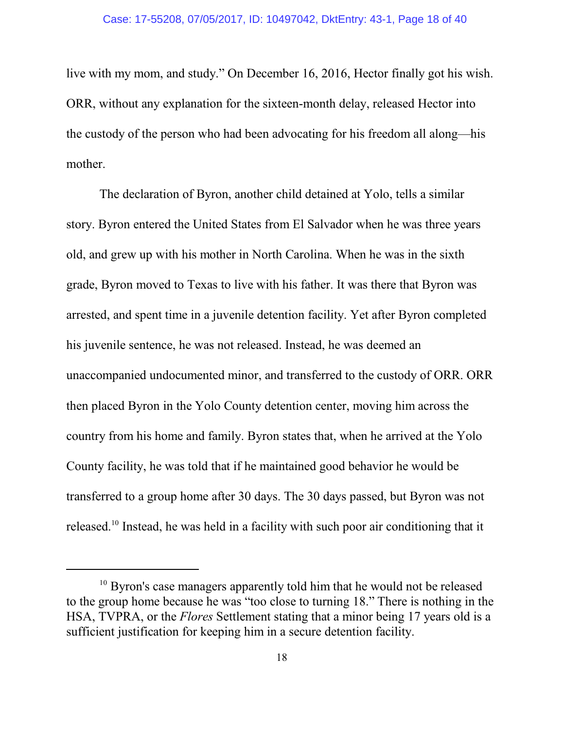live with my mom, and study." On December 16, 2016, Hector finally got his wish. ORR, without any explanation for the sixteen-month delay, released Hector into the custody of the person who had been advocating for his freedom all along—his mother.

The declaration of Byron, another child detained at Yolo, tells a similar story. Byron entered the United States from El Salvador when he was three years old, and grew up with his mother in North Carolina. When he was in the sixth grade, Byron moved to Texas to live with his father. It was there that Byron was arrested, and spent time in a juvenile detention facility. Yet after Byron completed his juvenile sentence, he was not released. Instead, he was deemed an unaccompanied undocumented minor, and transferred to the custody of ORR. ORR then placed Byron in the Yolo County detention center, moving him across the country from his home and family. Byron states that, when he arrived at the Yolo County facility, he was told that if he maintained good behavior he would be transferred to a group home after 30 days. The 30 days passed, but Byron was not released.[10] Instead, he was held in a facility with such poor air conditioning that it

---

[10] Byron's case managers apparently told him that he would not be released to the group home because he was "too close to turning 18." There is nothing in the HSA, TVPRA, or the *Flores* Settlement stating that a minor being 17 years old is a sufficient justification for keeping him in a secure detention facility.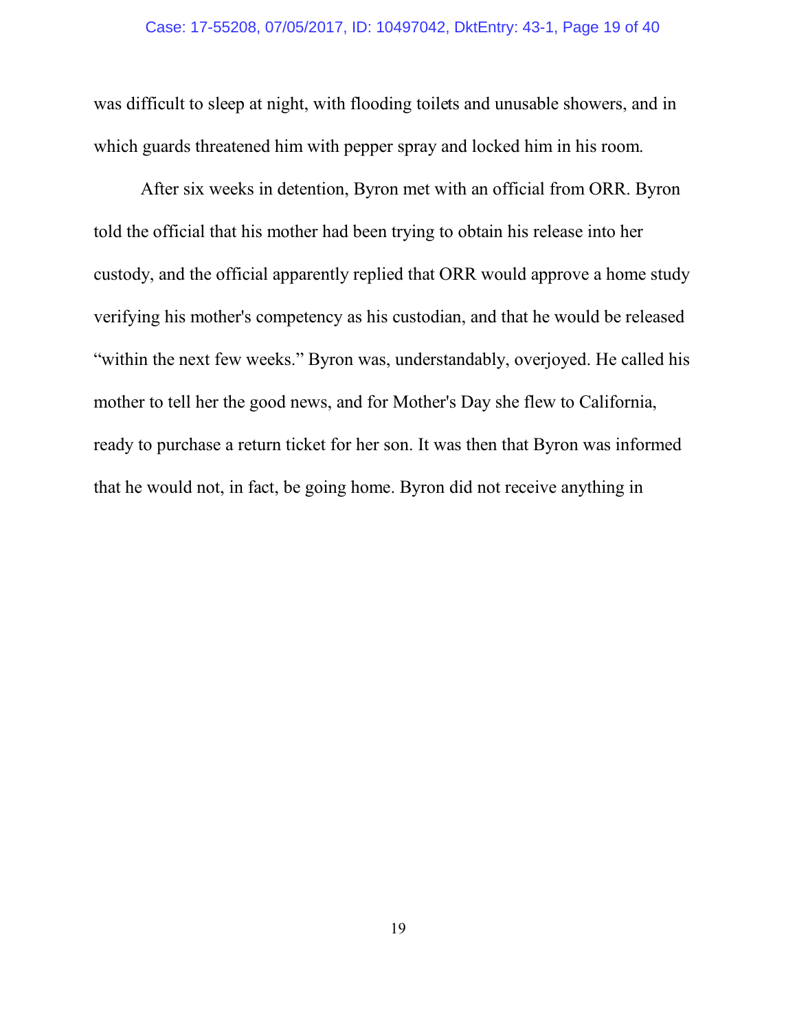was difficult to sleep at night, with flooding toilets and unusable showers, and in which guards threatened him with pepper spray and locked him in his room.

After six weeks in detention, Byron met with an official from ORR. Byron told the official that his mother had been trying to obtain his release into her custody, and the official apparently replied that ORR would approve a home study verifying his mother's competency as his custodian, and that he would be released "within the next few weeks." Byron was, understandably, overjoyed. He called his mother to tell her the good news, and for Mother's Day she flew to California, ready to purchase a return ticket for her son. It was then that Byron was informed that he would not, in fact, be going home. Byron did not receive anything in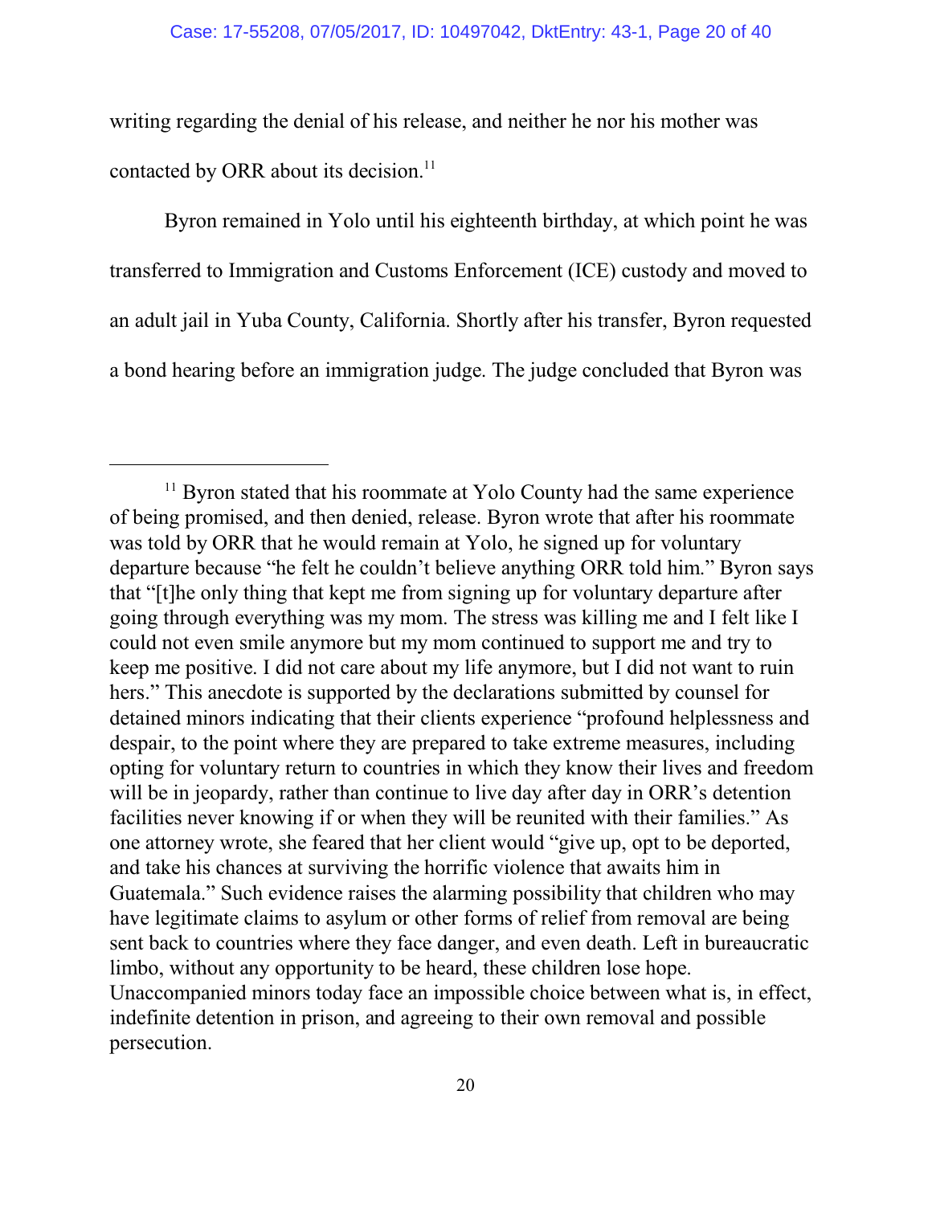writing regarding the denial of his release, and neither he nor his mother was contacted by ORR about its decision.[11]

Byron remained in Yolo until his eighteenth birthday, at which point he was transferred to Immigration and Customs Enforcement (ICE) custody and moved to an adult jail in Yuba County, California. Shortly after his transfer, Byron requested a bond hearing before an immigration judge. The judge concluded that Byron was

---

[11] Byron stated that his roommate at Yolo County had the same experience of being promised, and then denied, release. Byron wrote that after his roommate was told by ORR that he would remain at Yolo, he signed up for voluntary departure because "he felt he couldn't believe anything ORR told him." Byron says that "[t]he only thing that kept me from signing up for voluntary departure after going through everything was my mom. The stress was killing me and I felt like I could not even smile anymore but my mom continued to support me and try to keep me positive. I did not care about my life anymore, but I did not want to ruin hers." This anecdote is supported by the declarations submitted by counsel for detained minors indicating that their clients experience "profound helplessness and despair, to the point where they are prepared to take extreme measures, including opting for voluntary return to countries in which they know their lives and freedom will be in jeopardy, rather than continue to live day after day in ORR's detention facilities never knowing if or when they will be reunited with their families." As one attorney wrote, she feared that her client would "give up, opt to be deported, and take his chances at surviving the horrific violence that awaits him in Guatemala." Such evidence raises the alarming possibility that children who may have legitimate claims to asylum or other forms of relief from removal are being sent back to countries where they face danger, and even death. Left in bureaucratic limbo, without any opportunity to be heard, these children lose hope. Unaccompanied minors today face an impossible choice between what is, in effect, indefinite detention in prison, and agreeing to their own removal and possible persecution.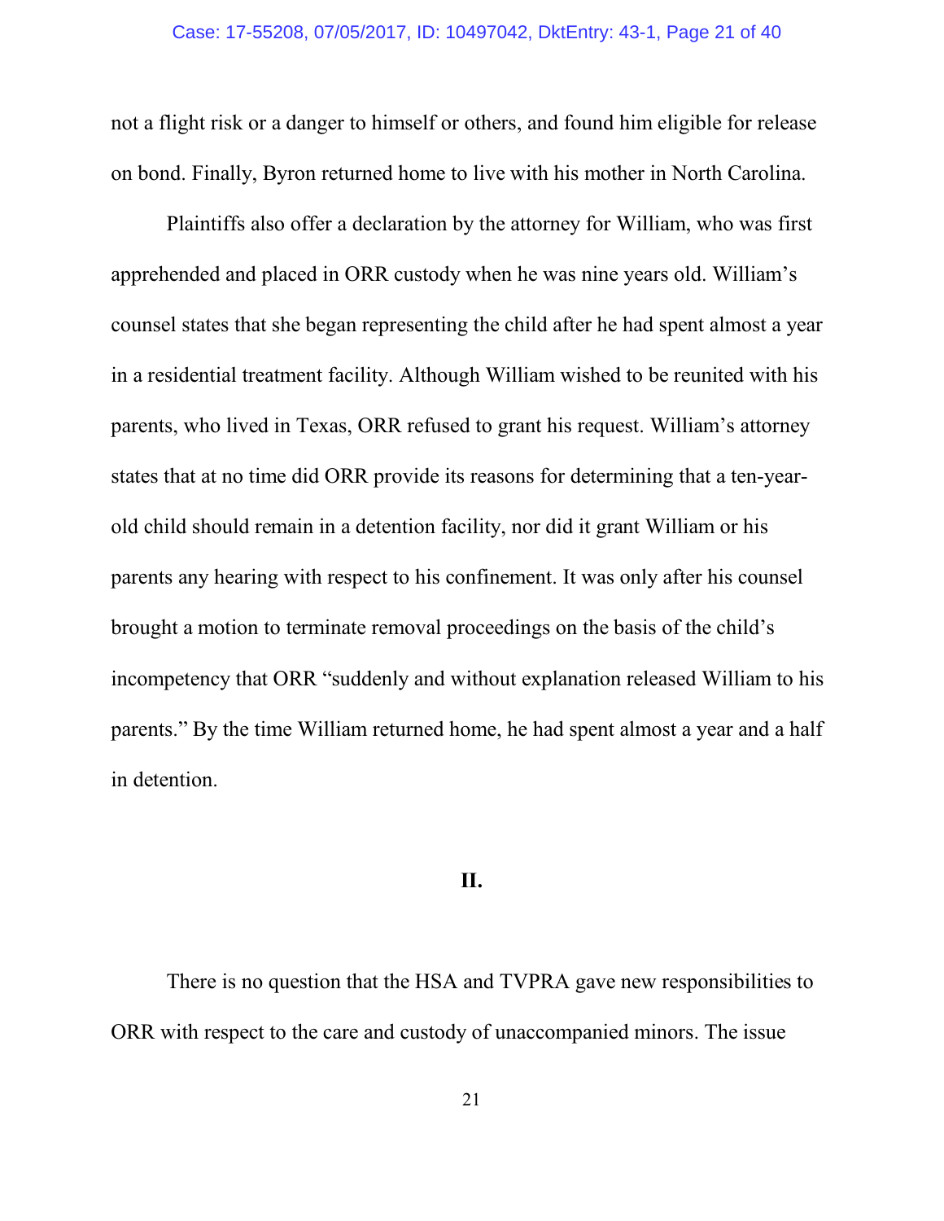not a flight risk or a danger to himself or others, and found him eligible for release on bond. Finally, Byron returned home to live with his mother in North Carolina.

Plaintiffs also offer a declaration by the attorney for William, who was first apprehended and placed in ORR custody when he was nine years old. William's counsel states that she began representing the child after he had spent almost a year in a residential treatment facility. Although William wished to be reunited with his parents, who lived in Texas, ORR refused to grant his request. William's attorney states that at no time did ORR provide its reasons for determining that a ten-year-old child should remain in a detention facility, nor did it grant William or his parents any hearing with respect to his confinement. It was only after his counsel brought a motion to terminate removal proceedings on the basis of the child's incompetency that ORR "suddenly and without explanation released William to his parents." By the time William returned home, he had spent almost a year and a half in detention.

## II.

There is no question that the HSA and TVPRA gave new responsibilities to ORR with respect to the care and custody of unaccompanied minors. The issue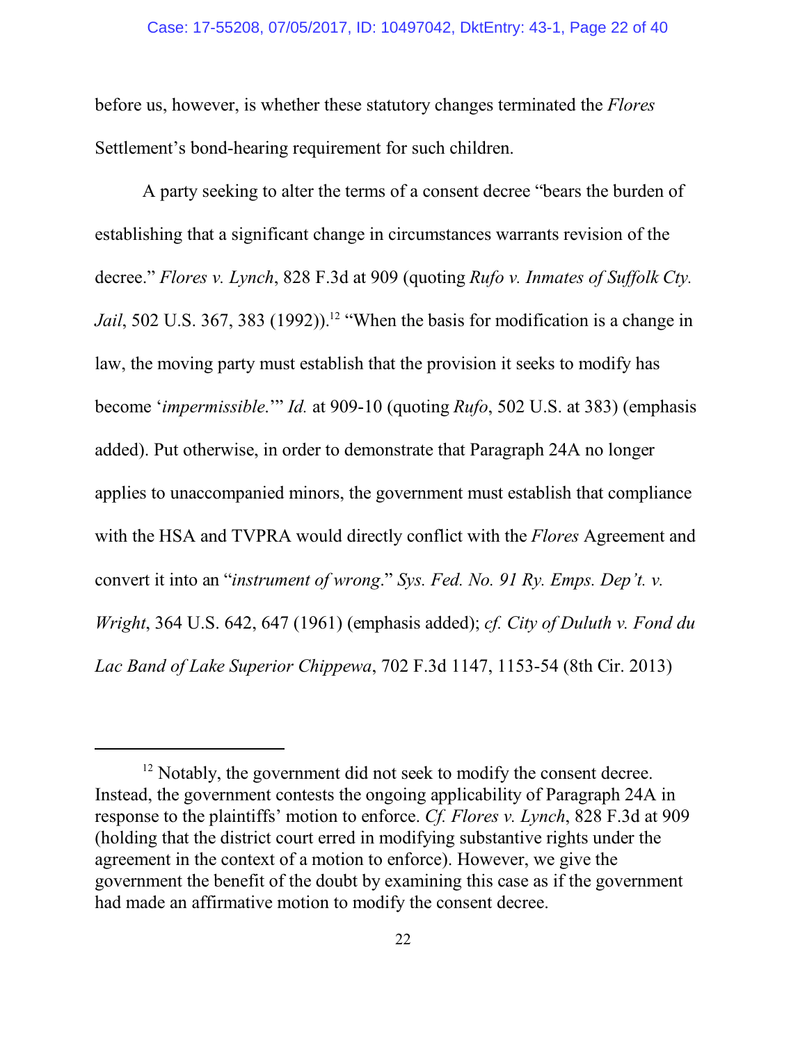before us, however, is whether these statutory changes terminated the *Flores* Settlement's bond-hearing requirement for such children.

A party seeking to alter the terms of a consent decree "bears the burden of establishing that a significant change in circumstances warrants revision of the decree." *Flores v. Lynch*, 828 F.3d at 909 (quoting *Rufo v. Inmates of Suffolk Cty. Jail*, 502 U.S. 367, 383 (1992)).[12] "When the basis for modification is a change in law, the moving party must establish that the provision it seeks to modify has become '*impermissible*.'" *Id.* at 909-10 (quoting *Rufo*, 502 U.S. at 383) (emphasis added). Put otherwise, in order to demonstrate that Paragraph 24A no longer applies to unaccompanied minors, the government must establish that compliance with the HSA and TVPRA would directly conflict with the *Flores* Agreement and convert it into an "*instrument of wrong*." *Sys. Fed. No. 91 Ry. Emps. Dep't. v. Wright*, 364 U.S. 642, 647 (1961) (emphasis added); *cf. City of Duluth v. Fond du Lac Band of Lake Superior Chippewa*, 702 F.3d 1147, 1153-54 (8th Cir. 2013)

---

[12] Notably, the government did not seek to modify the consent decree. Instead, the government contests the ongoing applicability of Paragraph 24A in response to the plaintiffs' motion to enforce. *Cf. Flores v. Lynch*, 828 F.3d at 909 (holding that the district court erred in modifying substantive rights under the agreement in the context of a motion to enforce). However, we give the government the benefit of the doubt by examining this case as if the government had made an affirmative motion to modify the consent decree.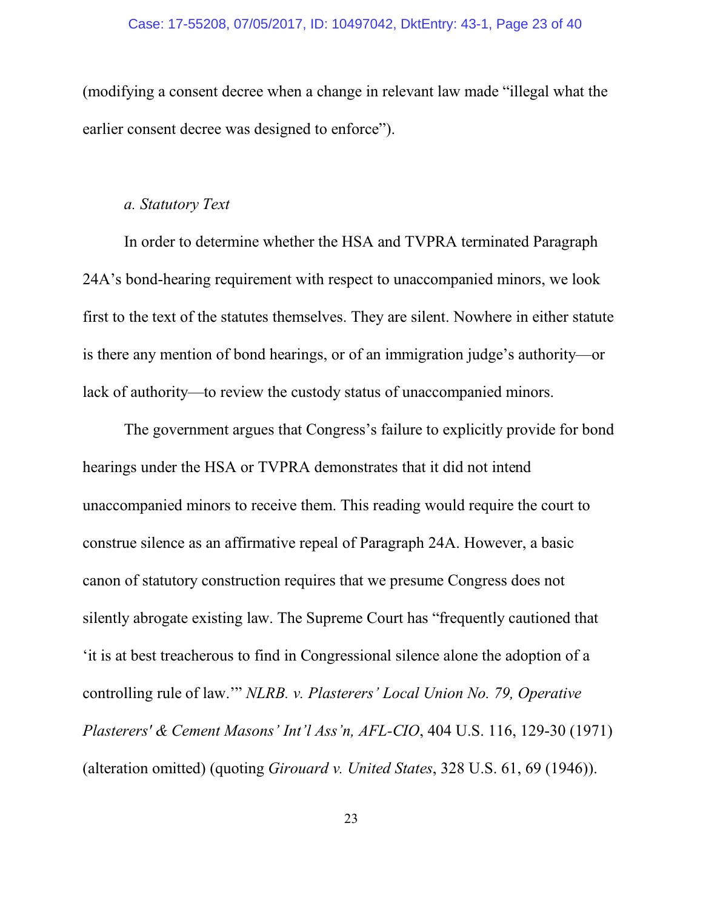(modifying a consent decree when a change in relevant law made "illegal what the earlier consent decree was designed to enforce").

*a. Statutory Text*

In order to determine whether the HSA and TVPRA terminated Paragraph 24A's bond-hearing requirement with respect to unaccompanied minors, we look first to the text of the statutes themselves. They are silent. Nowhere in either statute is there any mention of bond hearings, or of an immigration judge's authority—or lack of authority—to review the custody status of unaccompanied minors.

The government argues that Congress's failure to explicitly provide for bond hearings under the HSA or TVPRA demonstrates that it did not intend unaccompanied minors to receive them. This reading would require the court to construe silence as an affirmative repeal of Paragraph 24A. However, a basic canon of statutory construction requires that we presume Congress does not silently abrogate existing law. The Supreme Court has "frequently cautioned that 'it is at best treacherous to find in Congressional silence alone the adoption of a controlling rule of law.'" *NLRB. v. Plasterers' Local Union No. 79, Operative Plasterers' & Cement Masons' Int'l Ass'n, AFL-CIO*, 404 U.S. 116, 129-30 (1971) (alteration omitted) (quoting *Girouard v. United States*, 328 U.S. 61, 69 (1946)).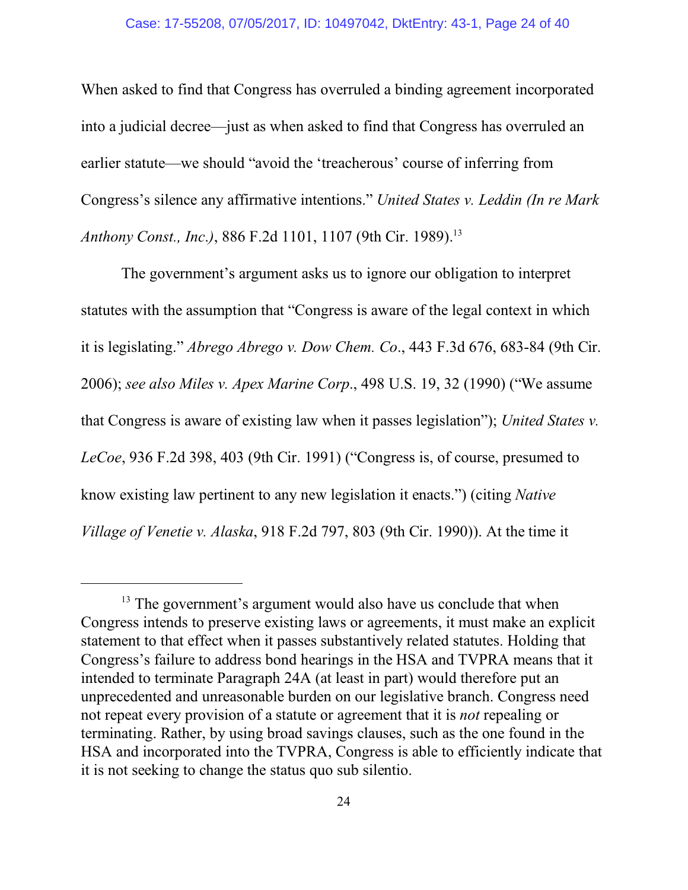When asked to find that Congress has overruled a binding agreement incorporated into a judicial decree—just as when asked to find that Congress has overruled an earlier statute—we should "avoid the 'treacherous' course of inferring from Congress's silence any affirmative intentions." *United States v. Leddin (In re Mark Anthony Const., Inc.)*, 886 F.2d 1101, 1107 (9th Cir. 1989).[13]

The government's argument asks us to ignore our obligation to interpret statutes with the assumption that "Congress is aware of the legal context in which it is legislating." *Abrego Abrego v. Dow Chem. Co*., 443 F.3d 676, 683-84 (9th Cir. 2006); *see also Miles v. Apex Marine Corp*., 498 U.S. 19, 32 (1990) ("We assume that Congress is aware of existing law when it passes legislation"); *United States v. LeCoe*, 936 F.2d 398, 403 (9th Cir. 1991) ("Congress is, of course, presumed to know existing law pertinent to any new legislation it enacts.") (citing *Native Village of Venetie v. Alaska*, 918 F.2d 797, 803 (9th Cir. 1990)). At the time it

---

[13] The government's argument would also have us conclude that when Congress intends to preserve existing laws or agreements, it must make an explicit statement to that effect when it passes substantively related statutes. Holding that Congress's failure to address bond hearings in the HSA and TVPRA means that it intended to terminate Paragraph 24A (at least in part) would therefore put an unprecedented and unreasonable burden on our legislative branch. Congress need not repeat every provision of a statute or agreement that it is *not* repealing or terminating. Rather, by using broad savings clauses, such as the one found in the HSA and incorporated into the TVPRA, Congress is able to efficiently indicate that it is not seeking to change the status quo sub silentio.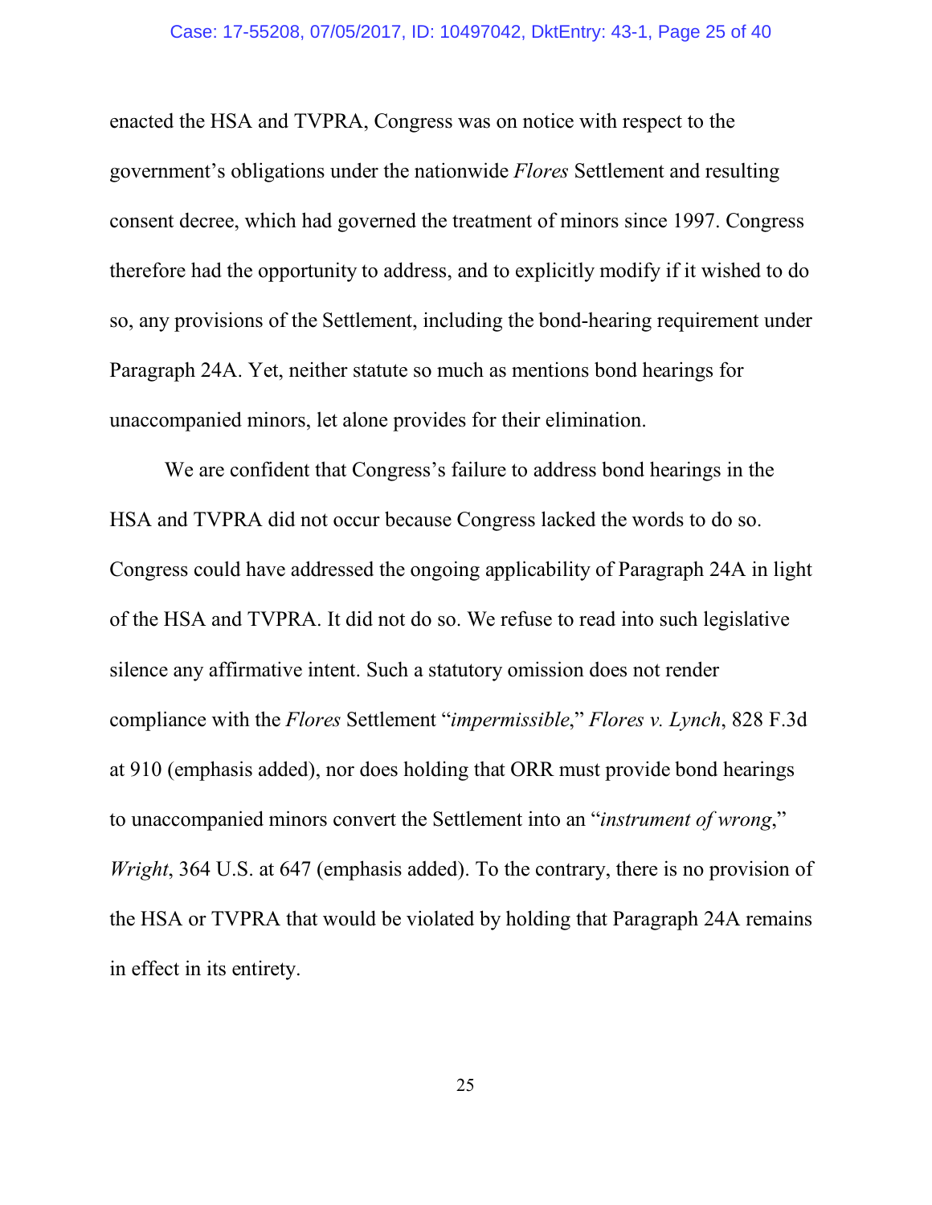enacted the HSA and TVPRA, Congress was on notice with respect to the government's obligations under the nationwide *Flores* Settlement and resulting consent decree, which had governed the treatment of minors since 1997. Congress therefore had the opportunity to address, and to explicitly modify if it wished to do so, any provisions of the Settlement, including the bond-hearing requirement under Paragraph 24A. Yet, neither statute so much as mentions bond hearings for unaccompanied minors, let alone provides for their elimination.

We are confident that Congress's failure to address bond hearings in the HSA and TVPRA did not occur because Congress lacked the words to do so. Congress could have addressed the ongoing applicability of Paragraph 24A in light of the HSA and TVPRA. It did not do so. We refuse to read into such legislative silence any affirmative intent. Such a statutory omission does not render compliance with the *Flores* Settlement "*impermissible*," *Flores v. Lynch*, 828 F.3d at 910 (emphasis added), nor does holding that ORR must provide bond hearings to unaccompanied minors convert the Settlement into an "*instrument of wrong*," *Wright*, 364 U.S. at 647 (emphasis added). To the contrary, there is no provision of the HSA or TVPRA that would be violated by holding that Paragraph 24A remains in effect in its entirety.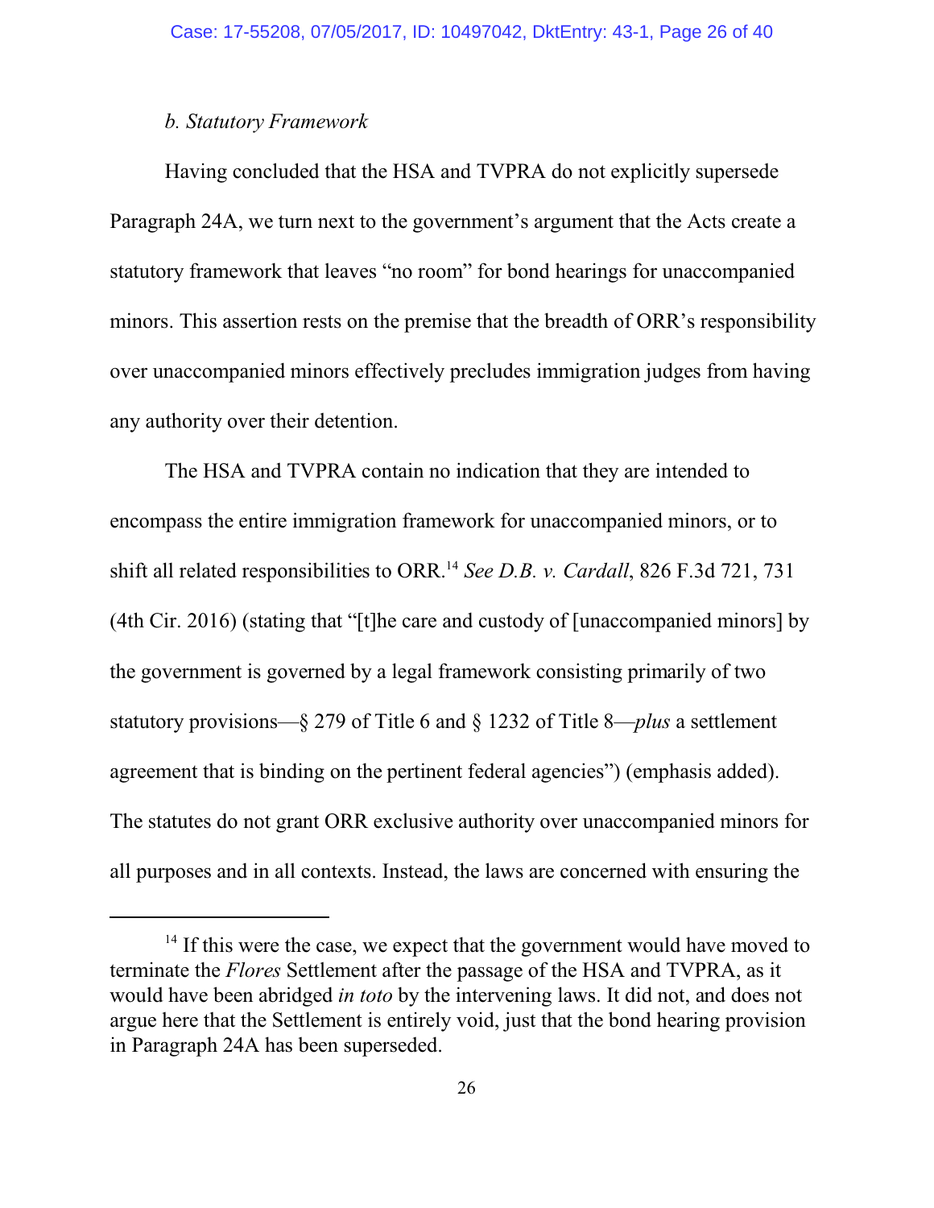*b. Statutory Framework*

Having concluded that the HSA and TVPRA do not explicitly supersede Paragraph 24A, we turn next to the government's argument that the Acts create a statutory framework that leaves "no room" for bond hearings for unaccompanied minors. This assertion rests on the premise that the breadth of ORR's responsibility over unaccompanied minors effectively precludes immigration judges from having any authority over their detention.

The HSA and TVPRA contain no indication that they are intended to encompass the entire immigration framework for unaccompanied minors, or to shift all related responsibilities to ORR.[14] *See D.B. v. Cardall*, 826 F.3d 721, 731 (4th Cir. 2016) (stating that "[t]he care and custody of [unaccompanied minors] by the government is governed by a legal framework consisting primarily of two statutory provisions—§ 279 of Title 6 and § 1232 of Title 8—*plus* a settlement agreement that is binding on the pertinent federal agencies") (emphasis added). The statutes do not grant ORR exclusive authority over unaccompanied minors for all purposes and in all contexts. Instead, the laws are concerned with ensuring the

---

[14] If this were the case, we expect that the government would have moved to terminate the *Flores* Settlement after the passage of the HSA and TVPRA, as it would have been abridged *in toto* by the intervening laws. It did not, and does not argue here that the Settlement is entirely void, just that the bond hearing provision in Paragraph 24A has been superseded.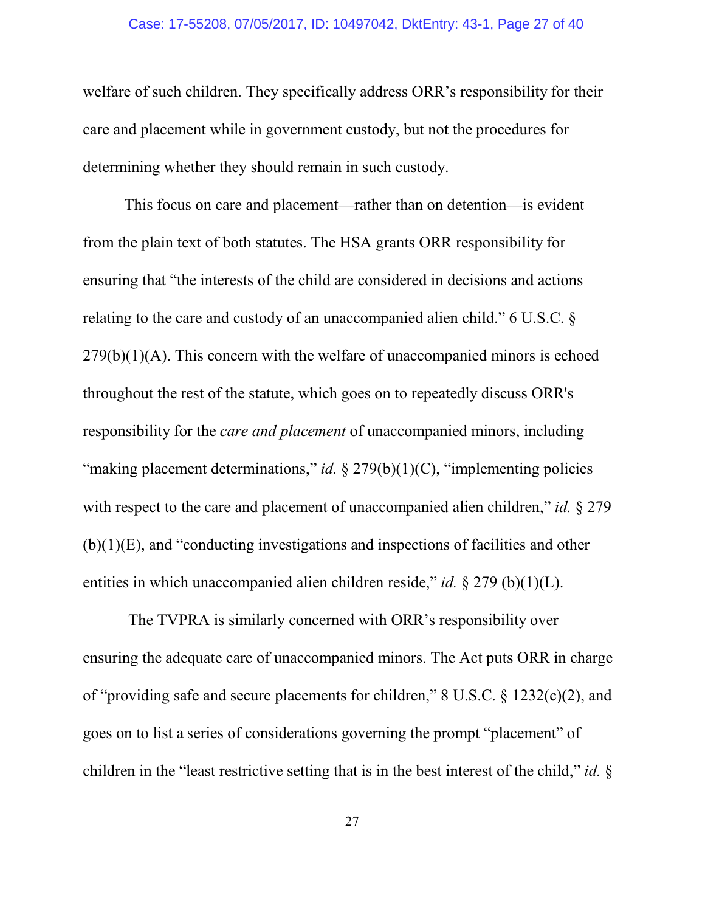welfare of such children. They specifically address ORR's responsibility for their care and placement while in government custody, but not the procedures for determining whether they should remain in such custody.

This focus on care and placement—rather than on detention—is evident from the plain text of both statutes. The HSA grants ORR responsibility for ensuring that "the interests of the child are considered in decisions and actions relating to the care and custody of an unaccompanied alien child." 6 U.S.C. § 279(b)(1)(A). This concern with the welfare of unaccompanied minors is echoed throughout the rest of the statute, which goes on to repeatedly discuss ORR's responsibility for the *care and placement* of unaccompanied minors, including "making placement determinations," *id.* § 279(b)(1)(C), "implementing policies with respect to the care and placement of unaccompanied alien children," *id.* § 279 (b)(1)(E), and "conducting investigations and inspections of facilities and other entities in which unaccompanied alien children reside," *id.* § 279 (b)(1)(L).

The TVPRA is similarly concerned with ORR's responsibility over ensuring the adequate care of unaccompanied minors. The Act puts ORR in charge of "providing safe and secure placements for children," 8 U.S.C. § 1232(c)(2), and goes on to list a series of considerations governing the prompt "placement" of children in the "least restrictive setting that is in the best interest of the child," *id.* §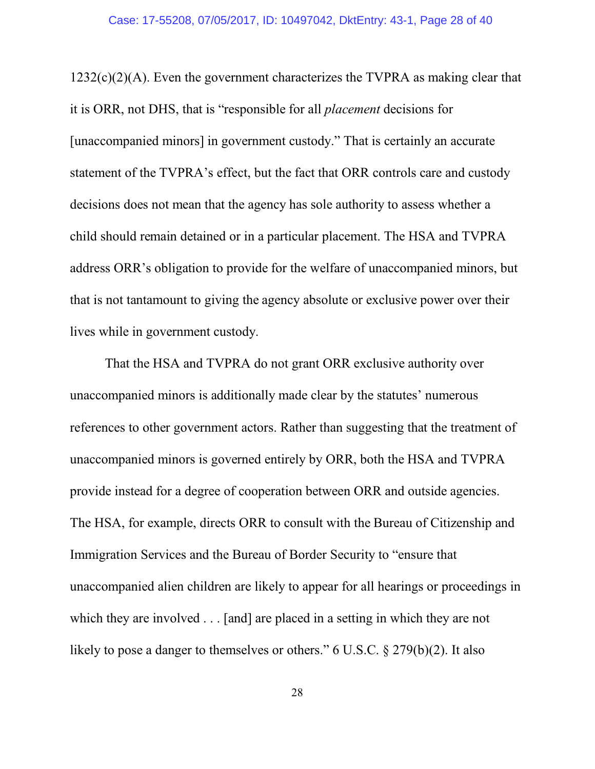1232(c)(2)(A). Even the government characterizes the TVPRA as making clear that it is ORR, not DHS, that is "responsible for all *placement* decisions for [unaccompanied minors] in government custody." That is certainly an accurate statement of the TVPRA's effect, but the fact that ORR controls care and custody decisions does not mean that the agency has sole authority to assess whether a child should remain detained or in a particular placement. The HSA and TVPRA address ORR's obligation to provide for the welfare of unaccompanied minors, but that is not tantamount to giving the agency absolute or exclusive power over their lives while in government custody.

That the HSA and TVPRA do not grant ORR exclusive authority over unaccompanied minors is additionally made clear by the statutes' numerous references to other government actors. Rather than suggesting that the treatment of unaccompanied minors is governed entirely by ORR, both the HSA and TVPRA provide instead for a degree of cooperation between ORR and outside agencies. The HSA, for example, directs ORR to consult with the Bureau of Citizenship and Immigration Services and the Bureau of Border Security to "ensure that unaccompanied alien children are likely to appear for all hearings or proceedings in which they are involved . . . [and] are placed in a setting in which they are not likely to pose a danger to themselves or others." 6 U.S.C. § 279(b)(2). It also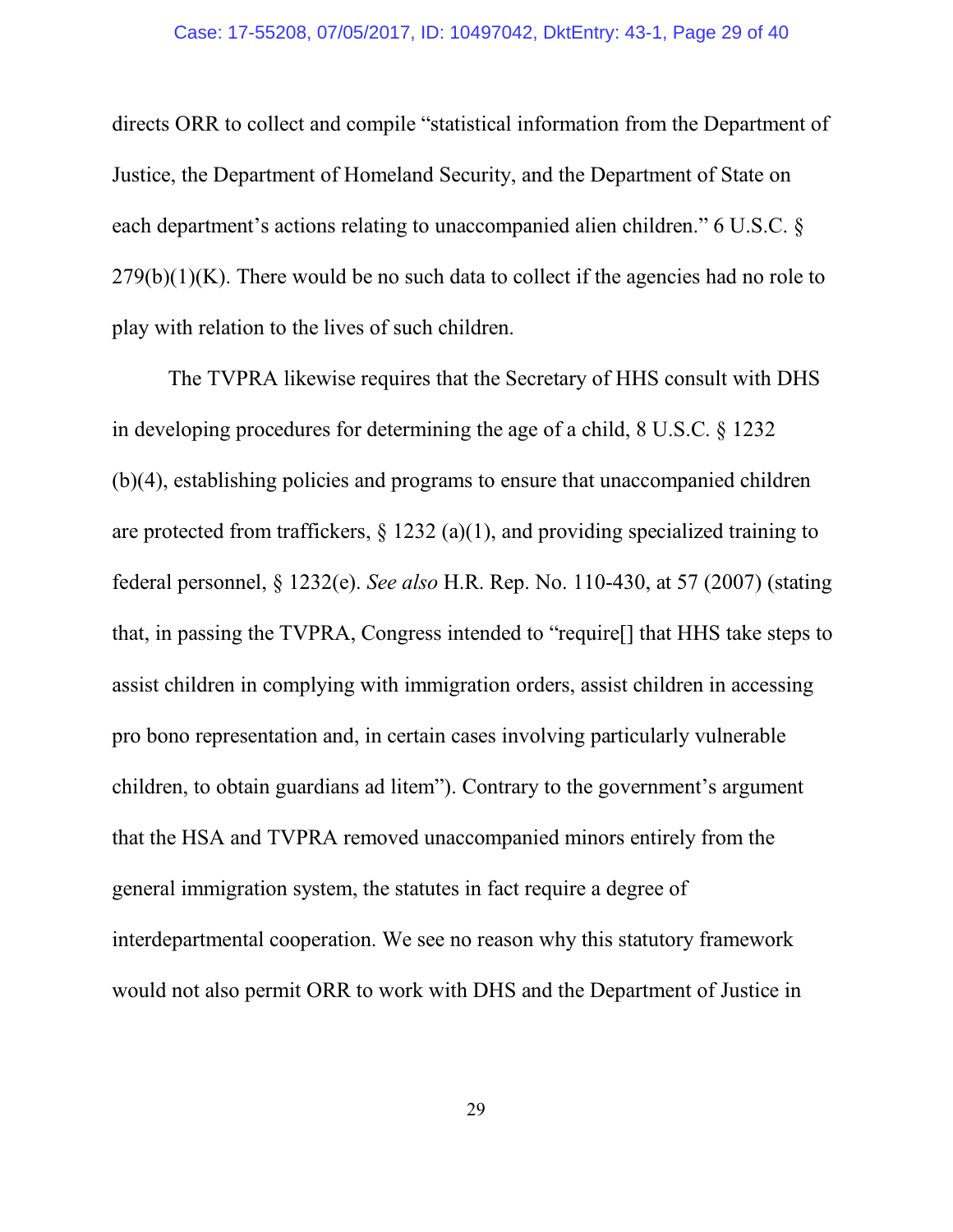directs ORR to collect and compile "statistical information from the Department of Justice, the Department of Homeland Security, and the Department of State on each department's actions relating to unaccompanied alien children." 6 U.S.C. § 279(b)(1)(K). There would be no such data to collect if the agencies had no role to play with relation to the lives of such children.

The TVPRA likewise requires that the Secretary of HHS consult with DHS in developing procedures for determining the age of a child, 8 U.S.C. § 1232 (b)(4), establishing policies and programs to ensure that unaccompanied children are protected from traffickers, § 1232 (a)(1), and providing specialized training to federal personnel, § 1232(e). *See also* H.R. Rep. No. 110-430, at 57 (2007) (stating that, in passing the TVPRA, Congress intended to "require[] that HHS take steps to assist children in complying with immigration orders, assist children in accessing pro bono representation and, in certain cases involving particularly vulnerable children, to obtain guardians ad litem"). Contrary to the government's argument that the HSA and TVPRA removed unaccompanied minors entirely from the general immigration system, the statutes in fact require a degree of interdepartmental cooperation. We see no reason why this statutory framework would not also permit ORR to work with DHS and the Department of Justice in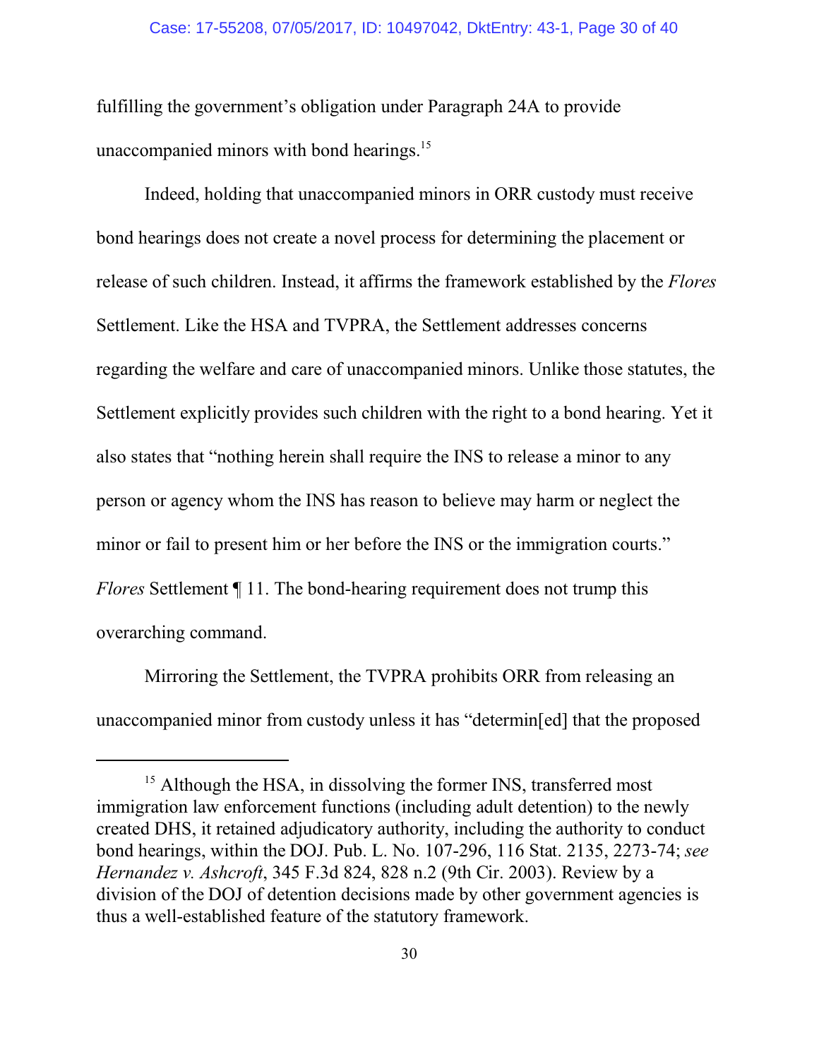fulfilling the government's obligation under Paragraph 24A to provide unaccompanied minors with bond hearings.[15]

Indeed, holding that unaccompanied minors in ORR custody must receive bond hearings does not create a novel process for determining the placement or release of such children. Instead, it affirms the framework established by the *Flores* Settlement. Like the HSA and TVPRA, the Settlement addresses concerns regarding the welfare and care of unaccompanied minors. Unlike those statutes, the Settlement explicitly provides such children with the right to a bond hearing. Yet it also states that "nothing herein shall require the INS to release a minor to any person or agency whom the INS has reason to believe may harm or neglect the minor or fail to present him or her before the INS or the immigration courts." *Flores* Settlement ¶ 11. The bond-hearing requirement does not trump this overarching command.

Mirroring the Settlement, the TVPRA prohibits ORR from releasing an unaccompanied minor from custody unless it has "determin[ed] that the proposed

---

[15] Although the HSA, in dissolving the former INS, transferred most immigration law enforcement functions (including adult detention) to the newly created DHS, it retained adjudicatory authority, including the authority to conduct bond hearings, within the DOJ. Pub. L. No. 107-296, 116 Stat. 2135, 2273-74; *see Hernandez v. Ashcroft*, 345 F.3d 824, 828 n.2 (9th Cir. 2003). Review by a division of the DOJ of detention decisions made by other government agencies is thus a well-established feature of the statutory framework.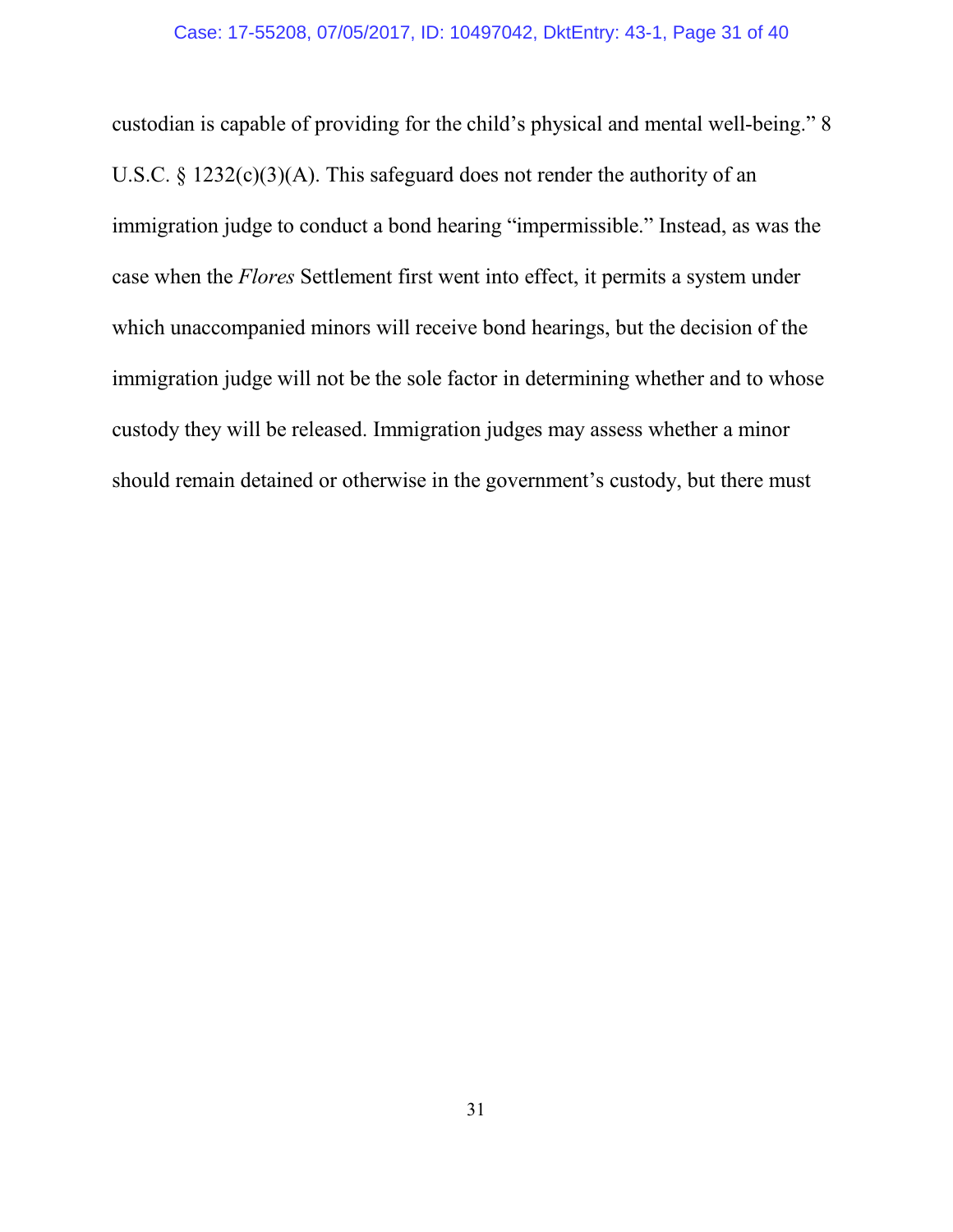custodian is capable of providing for the child's physical and mental well-being." 8 U.S.C. § 1232(c)(3)(A). This safeguard does not render the authority of an immigration judge to conduct a bond hearing "impermissible." Instead, as was the case when the *Flores* Settlement first went into effect, it permits a system under which unaccompanied minors will receive bond hearings, but the decision of the immigration judge will not be the sole factor in determining whether and to whose custody they will be released. Immigration judges may assess whether a minor should remain detained or otherwise in the government's custody, but there must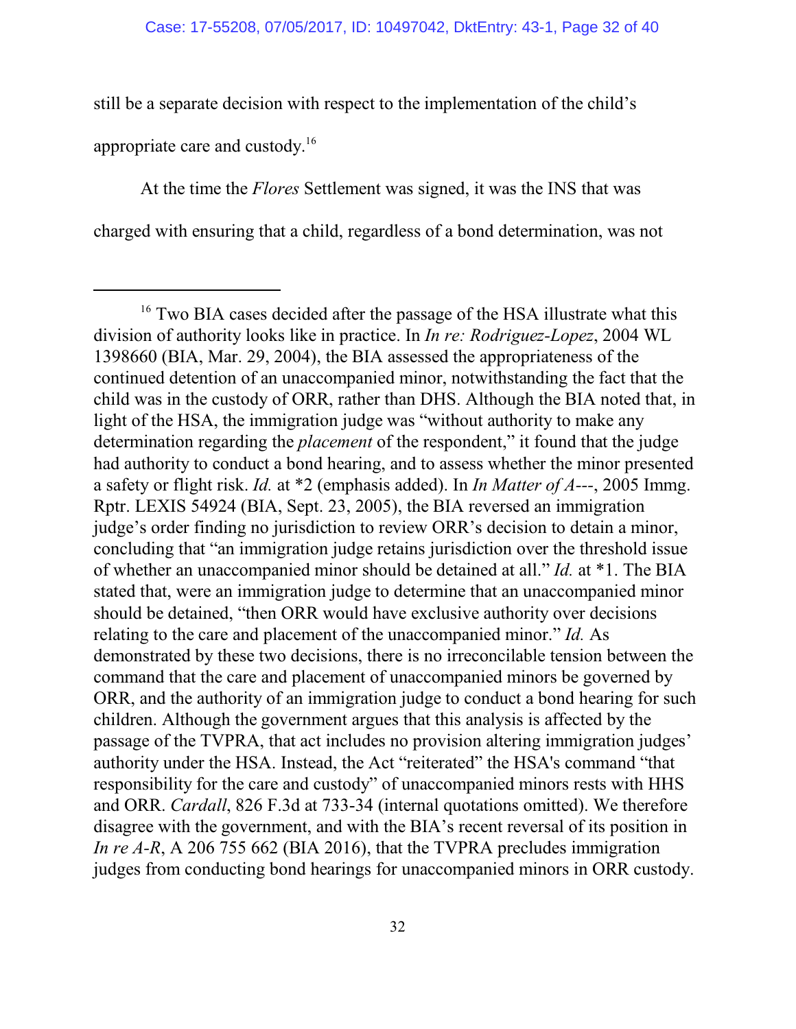still be a separate decision with respect to the implementation of the child's appropriate care and custody.[16]

At the time the *Flores* Settlement was signed, it was the INS that was charged with ensuring that a child, regardless of a bond determination, was not

---

[16] Two BIA cases decided after the passage of the HSA illustrate what this division of authority looks like in practice. In *In re: Rodriguez-Lopez*, 2004 WL 1398660 (BIA, Mar. 29, 2004), the BIA assessed the appropriateness of the continued detention of an unaccompanied minor, notwithstanding the fact that the child was in the custody of ORR, rather than DHS. Although the BIA noted that, in light of the HSA, the immigration judge was "without authority to make any determination regarding the *placement* of the respondent," it found that the judge had authority to conduct a bond hearing, and to assess whether the minor presented a safety or flight risk. *Id.* at *2 (emphasis added). In *In Matter of A---*, 2005 Immg. Rptr. LEXIS 54924 (BIA, Sept. 23, 2005), the BIA reversed an immigration judge's order finding no jurisdiction to review ORR's decision to detain a minor, concluding that "an immigration judge retains jurisdiction over the threshold issue of whether an unaccompanied minor should be detained at all." *Id.* at *1. The BIA stated that, were an immigration judge to determine that an unaccompanied minor should be detained, "then ORR would have exclusive authority over decisions relating to the care and placement of the unaccompanied minor." *Id.* As demonstrated by these two decisions, there is no irreconcilable tension between the command that the care and placement of unaccompanied minors be governed by ORR, and the authority of an immigration judge to conduct a bond hearing for such children. Although the government argues that this analysis is affected by the passage of the TVPRA, that act includes no provision altering immigration judges' authority under the HSA. Instead, the Act "reiterated" the HSA's command "that responsibility for the care and custody" of unaccompanied minors rests with HHS and ORR. *Cardall*, 826 F.3d at 733-34 (internal quotations omitted). We therefore disagree with the government, and with the BIA's recent reversal of its position in *In re A-R*, A 206 755 662 (BIA 2016), that the TVPRA precludes immigration judges from conducting bond hearings for unaccompanied minors in ORR custody.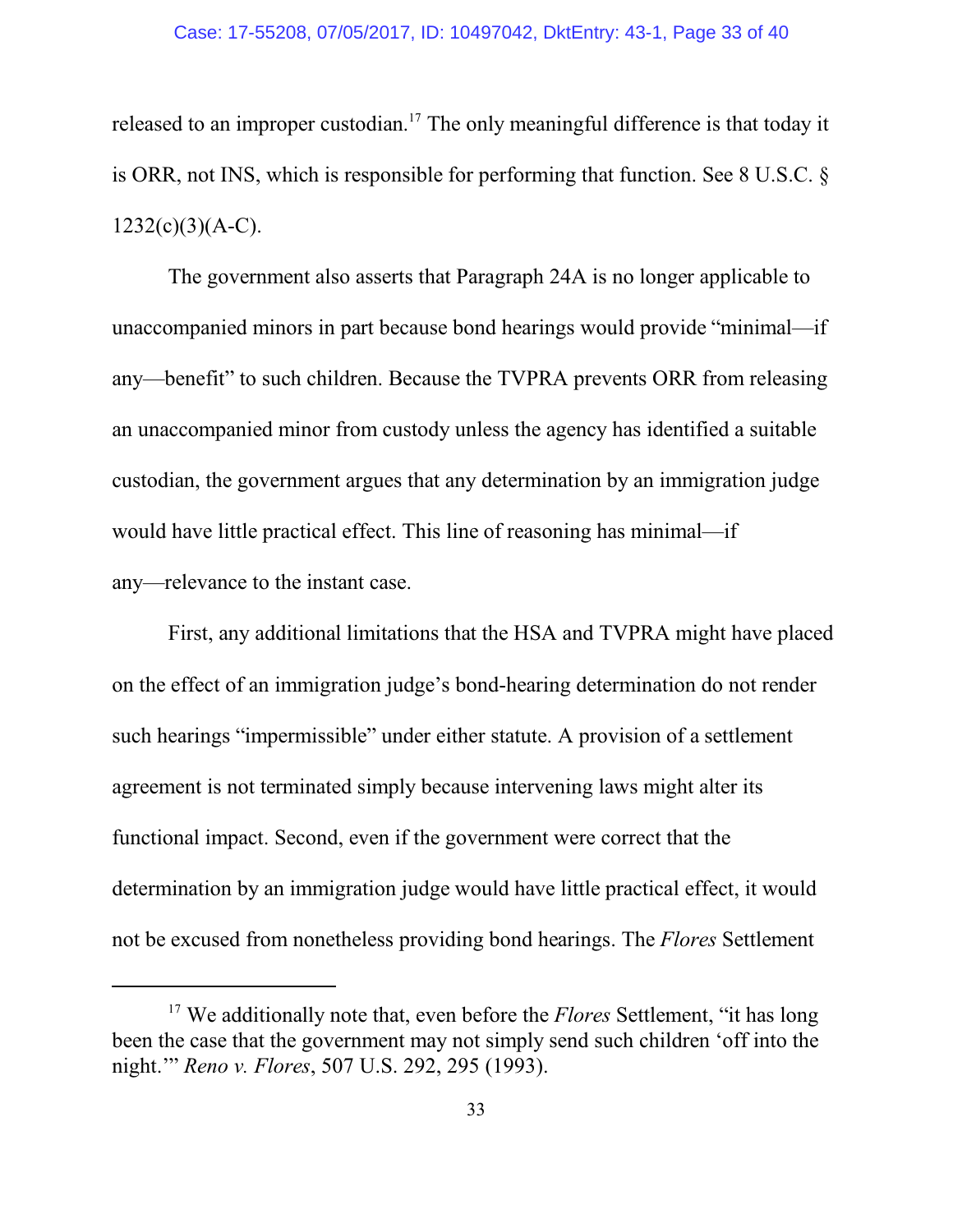released to an improper custodian.[17] The only meaningful difference is that today it is ORR, not INS, which is responsible for performing that function. See 8 U.S.C. § 1232(c)(3)(A-C).

The government also asserts that Paragraph 24A is no longer applicable to unaccompanied minors in part because bond hearings would provide "minimal—if any—benefit" to such children. Because the TVPRA prevents ORR from releasing an unaccompanied minor from custody unless the agency has identified a suitable custodian, the government argues that any determination by an immigration judge would have little practical effect. This line of reasoning has minimal—if any—relevance to the instant case.

First, any additional limitations that the HSA and TVPRA might have placed on the effect of an immigration judge's bond-hearing determination do not render such hearings "impermissible" under either statute. A provision of a settlement agreement is not terminated simply because intervening laws might alter its functional impact. Second, even if the government were correct that the determination by an immigration judge would have little practical effect, it would not be excused from nonetheless providing bond hearings. The *Flores* Settlement

---

[17] We additionally note that, even before the *Flores* Settlement, "it has long been the case that the government may not simply send such children 'off into the night.'" *Reno v. Flores*, 507 U.S. 292, 295 (1993).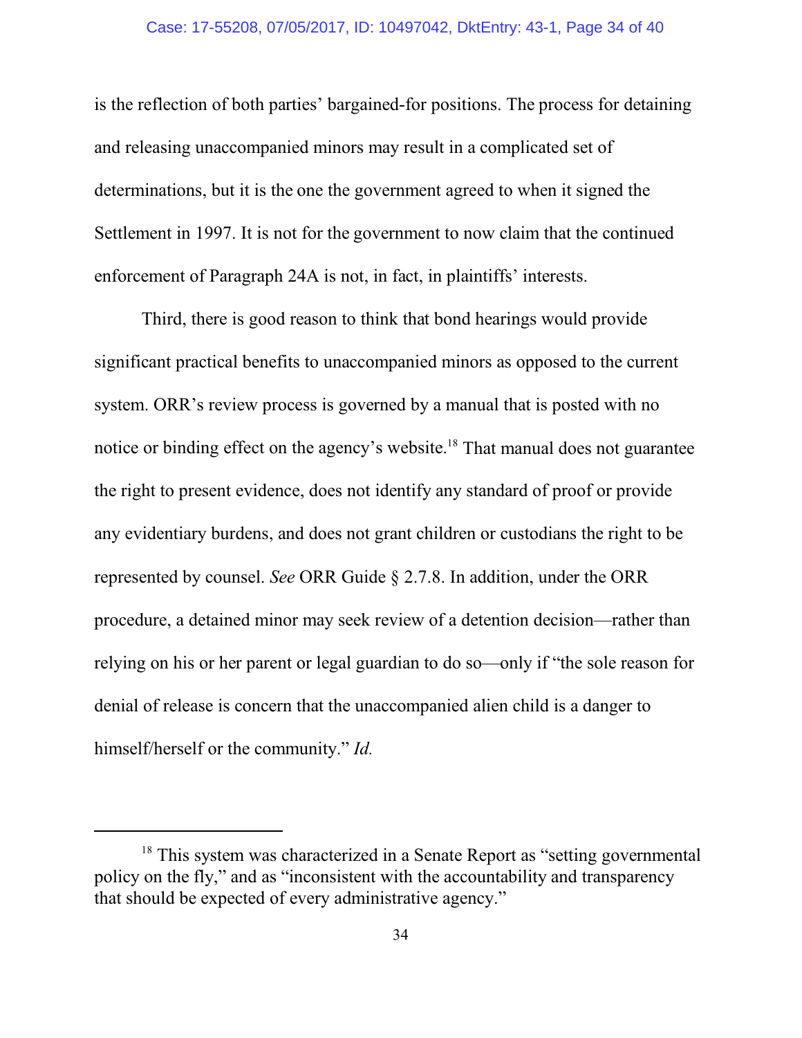is the reflection of both parties' bargained-for positions. The process for detaining and releasing unaccompanied minors may result in a complicated set of determinations, but it is the one the government agreed to when it signed the Settlement in 1997. It is not for the government to now claim that the continued enforcement of Paragraph 24A is not, in fact, in plaintiffs' interests.

Third, there is good reason to think that bond hearings would provide significant practical benefits to unaccompanied minors as opposed to the current system. ORR's review process is governed by a manual that is posted with no notice or binding effect on the agency's website.[18] That manual does not guarantee the right to present evidence, does not identify any standard of proof or provide any evidentiary burdens, and does not grant children or custodians the right to be represented by counsel. *See* ORR Guide § 2.7.8. In addition, under the ORR procedure, a detained minor may seek review of a detention decision—rather than relying on his or her parent or legal guardian to do so—only if "the sole reason for denial of release is concern that the unaccompanied alien child is a danger to himself/herself or the community." *Id.*

---

[18] This system was characterized in a Senate Report as "setting governmental policy on the fly," and as "inconsistent with the accountability and transparency that should be expected of every administrative agency."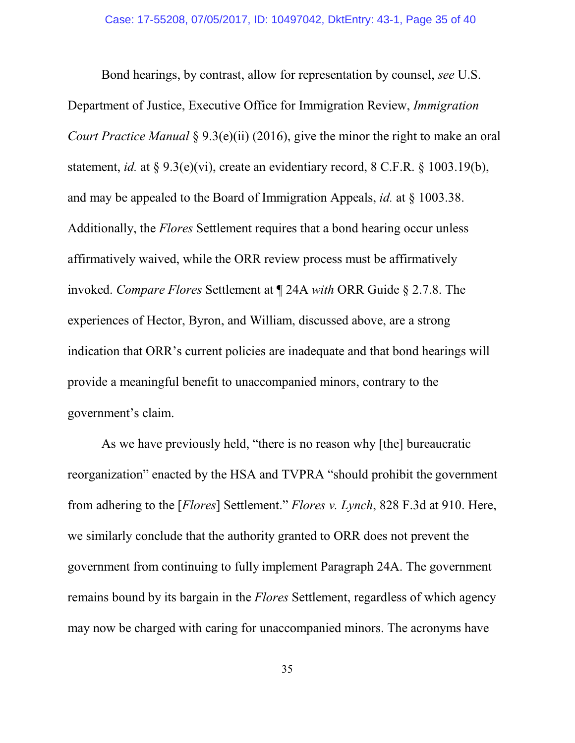Bond hearings, by contrast, allow for representation by counsel, *see* U.S. Department of Justice, Executive Office for Immigration Review, *Immigration Court Practice Manual* § 9.3(e)(ii) (2016), give the minor the right to make an oral statement, *id.* at § 9.3(e)(vi), create an evidentiary record, 8 C.F.R. § 1003.19(b), and may be appealed to the Board of Immigration Appeals, *id.* at § 1003.38. Additionally, the *Flores* Settlement requires that a bond hearing occur unless affirmatively waived, while the ORR review process must be affirmatively invoked. *Compare Flores* Settlement at ¶ 24A *with* ORR Guide § 2.7.8. The experiences of Hector, Byron, and William, discussed above, are a strong indication that ORR's current policies are inadequate and that bond hearings will provide a meaningful benefit to unaccompanied minors, contrary to the government's claim.

As we have previously held, "there is no reason why [the] bureaucratic reorganization" enacted by the HSA and TVPRA "should prohibit the government from adhering to the [*Flores*] Settlement." *Flores v. Lynch*, 828 F.3d at 910. Here, we similarly conclude that the authority granted to ORR does not prevent the government from continuing to fully implement Paragraph 24A. The government remains bound by its bargain in the *Flores* Settlement, regardless of which agency may now be charged with caring for unaccompanied minors. The acronyms have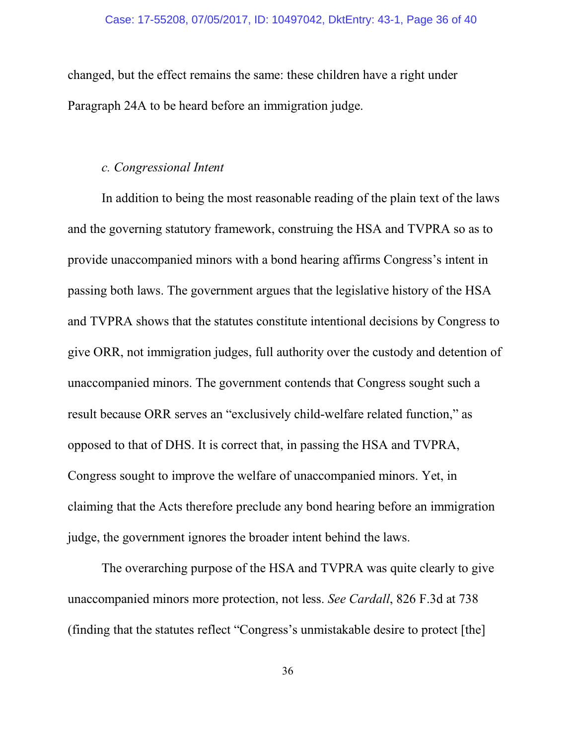changed, but the effect remains the same: these children have a right under Paragraph 24A to be heard before an immigration judge.

*c. Congressional Intent*

In addition to being the most reasonable reading of the plain text of the laws and the governing statutory framework, construing the HSA and TVPRA so as to provide unaccompanied minors with a bond hearing affirms Congress's intent in passing both laws. The government argues that the legislative history of the HSA and TVPRA shows that the statutes constitute intentional decisions by Congress to give ORR, not immigration judges, full authority over the custody and detention of unaccompanied minors. The government contends that Congress sought such a result because ORR serves an "exclusively child-welfare related function," as opposed to that of DHS. It is correct that, in passing the HSA and TVPRA, Congress sought to improve the welfare of unaccompanied minors. Yet, in claiming that the Acts therefore preclude any bond hearing before an immigration judge, the government ignores the broader intent behind the laws.

The overarching purpose of the HSA and TVPRA was quite clearly to give unaccompanied minors more protection, not less. *See Cardall*, 826 F.3d at 738 (finding that the statutes reflect "Congress's unmistakable desire to protect [the]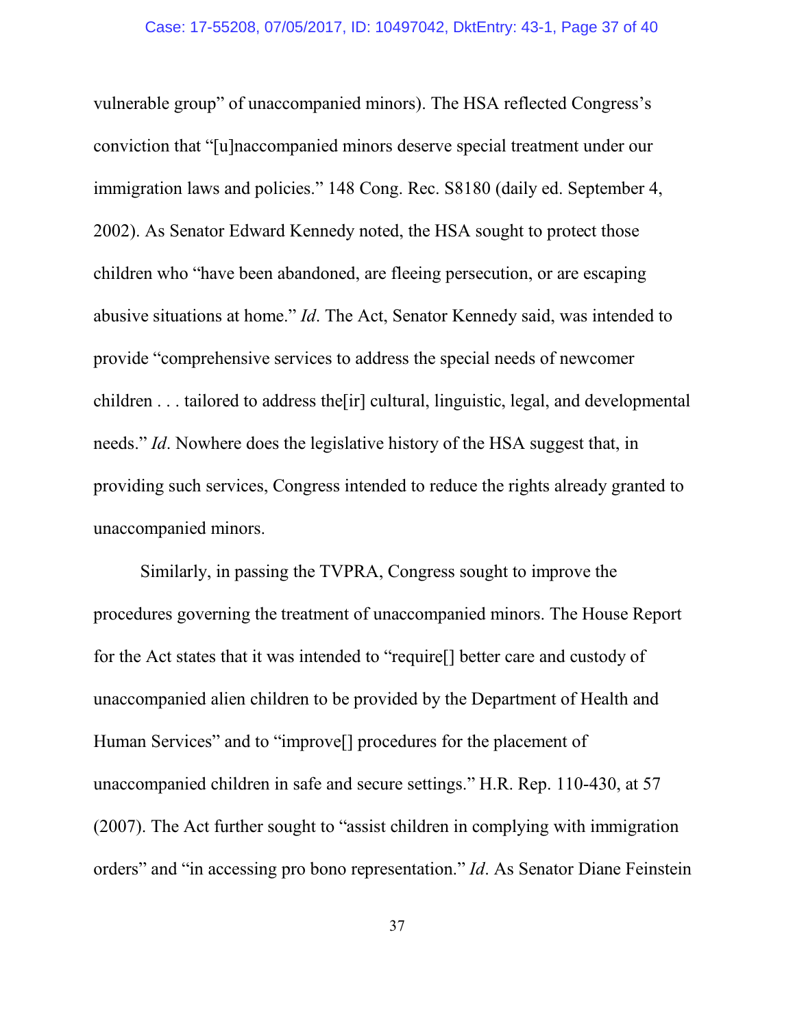vulnerable group" of unaccompanied minors). The HSA reflected Congress's conviction that "[u]naccompanied minors deserve special treatment under our immigration laws and policies." 148 Cong. Rec. S8180 (daily ed. September 4, 2002). As Senator Edward Kennedy noted, the HSA sought to protect those children who "have been abandoned, are fleeing persecution, or are escaping abusive situations at home." *Id*. The Act, Senator Kennedy said, was intended to provide "comprehensive services to address the special needs of newcomer children . . . tailored to address the[ir] cultural, linguistic, legal, and developmental needs." *Id*. Nowhere does the legislative history of the HSA suggest that, in providing such services, Congress intended to reduce the rights already granted to unaccompanied minors.

Similarly, in passing the TVPRA, Congress sought to improve the procedures governing the treatment of unaccompanied minors. The House Report for the Act states that it was intended to "require[] better care and custody of unaccompanied alien children to be provided by the Department of Health and Human Services" and to "improve[] procedures for the placement of unaccompanied children in safe and secure settings." H.R. Rep. 110-430, at 57 (2007). The Act further sought to "assist children in complying with immigration orders" and "in accessing pro bono representation." *Id*. As Senator Diane Feinstein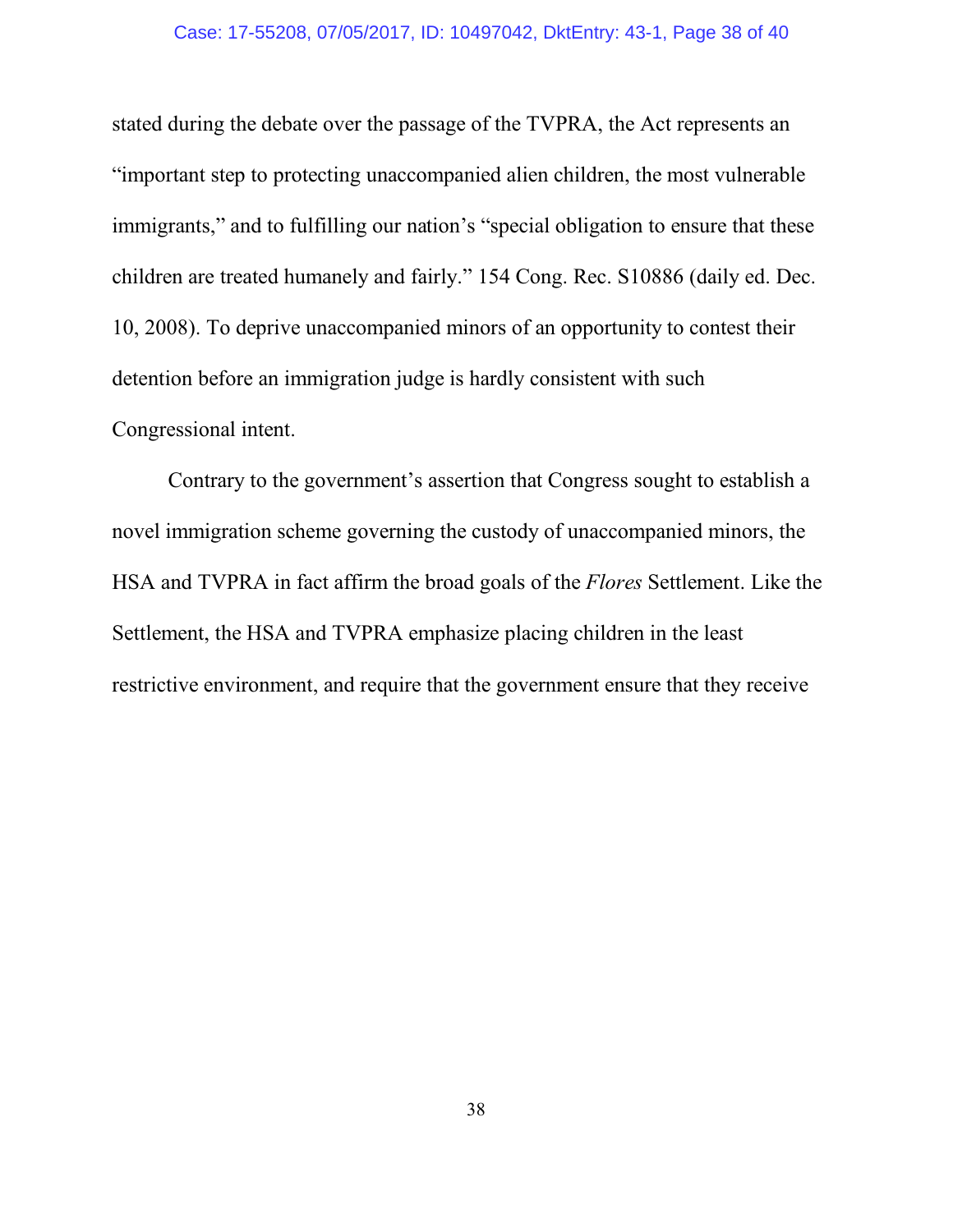stated during the debate over the passage of the TVPRA, the Act represents an "important step to protecting unaccompanied alien children, the most vulnerable immigrants," and to fulfilling our nation's "special obligation to ensure that these children are treated humanely and fairly." 154 Cong. Rec. S10886 (daily ed. Dec. 10, 2008). To deprive unaccompanied minors of an opportunity to contest their detention before an immigration judge is hardly consistent with such Congressional intent.

Contrary to the government's assertion that Congress sought to establish a novel immigration scheme governing the custody of unaccompanied minors, the HSA and TVPRA in fact affirm the broad goals of the *Flores* Settlement. Like the Settlement, the HSA and TVPRA emphasize placing children in the least restrictive environment, and require that the government ensure that they receive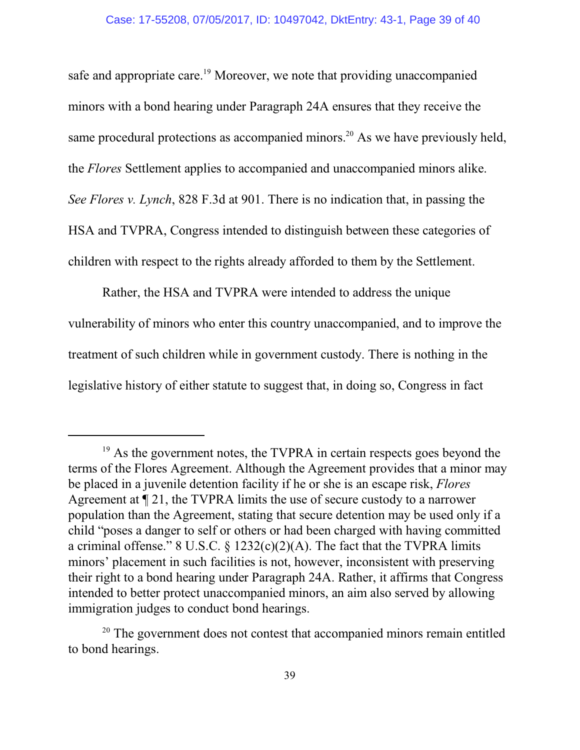safe and appropriate care.[19] Moreover, we note that providing unaccompanied minors with a bond hearing under Paragraph 24A ensures that they receive the same procedural protections as accompanied minors.[20] As we have previously held, the *Flores* Settlement applies to accompanied and unaccompanied minors alike. *See Flores v. Lynch*, 828 F.3d at 901. There is no indication that, in passing the HSA and TVPRA, Congress intended to distinguish between these categories of children with respect to the rights already afforded to them by the Settlement.

Rather, the HSA and TVPRA were intended to address the unique vulnerability of minors who enter this country unaccompanied, and to improve the treatment of such children while in government custody. There is nothing in the legislative history of either statute to suggest that, in doing so, Congress in fact

---

[19] As the government notes, the TVPRA in certain respects goes beyond the terms of the Flores Agreement. Although the Agreement provides that a minor may be placed in a juvenile detention facility if he or she is an escape risk, *Flores* Agreement at ¶ 21, the TVPRA limits the use of secure custody to a narrower population than the Agreement, stating that secure detention may be used only if a child "poses a danger to self or others or had been charged with having committed a criminal offense." 8 U.S.C. § 1232(c)(2)(A). The fact that the TVPRA limits minors' placement in such facilities is not, however, inconsistent with preserving their right to a bond hearing under Paragraph 24A. Rather, it affirms that Congress intended to better protect unaccompanied minors, an aim also served by allowing immigration judges to conduct bond hearings.

[20] The government does not contest that accompanied minors remain entitled to bond hearings.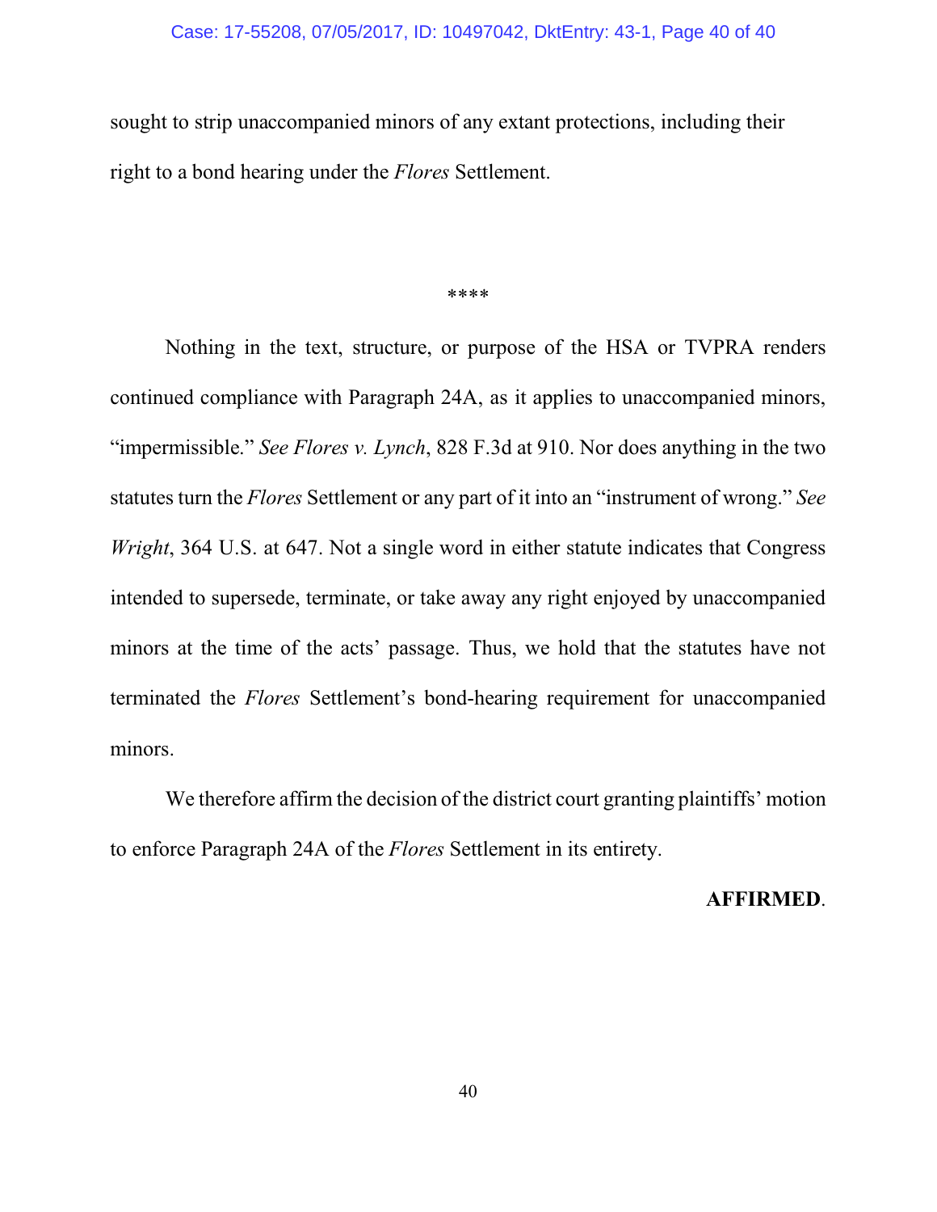sought to strip unaccompanied minors of any extant protections, including their right to a bond hearing under the *Flores* Settlement.

****

Nothing in the text, structure, or purpose of the HSA or TVPRA renders continued compliance with Paragraph 24A, as it applies to unaccompanied minors, "impermissible." *See Flores v. Lynch*, 828 F.3d at 910. Nor does anything in the two statutes turn the *Flores* Settlement or any part of it into an "instrument of wrong." *See Wright*, 364 U.S. at 647. Not a single word in either statute indicates that Congress intended to supersede, terminate, or take away any right enjoyed by unaccompanied minors at the time of the acts' passage. Thus, we hold that the statutes have not terminated the *Flores* Settlement's bond-hearing requirement for unaccompanied minors.

We therefore affirm the decision of the district court granting plaintiffs' motion to enforce Paragraph 24A of the *Flores* Settlement in its entirety.

**AFFIRMED**.